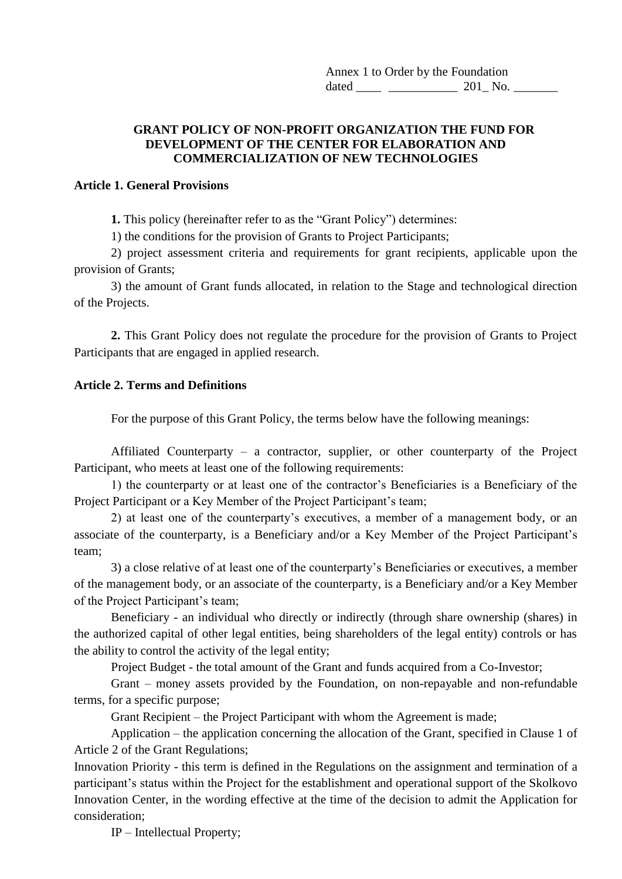Annex 1 to Order by the Foundation
dated ____ ___________ 201_ No. _______

## GRANT POLICY OF NON-PROFIT ORGANIZATION THE FUND FOR DEVELOPMENT OF THE CENTER FOR ELABORATION AND COMMERCIALIZATION OF NEW TECHNOLOGIES

### Article 1. General Provisions

**1.** This policy (hereinafter refer to as the "Grant Policy") determines:

1) the conditions for the provision of Grants to Project Participants;

2) project assessment criteria and requirements for grant recipients, applicable upon the provision of Grants;

3) the amount of Grant funds allocated, in relation to the Stage and technological direction of the Projects.

**2.** This Grant Policy does not regulate the procedure for the provision of Grants to Project Participants that are engaged in applied research.

### Article 2. Terms and Definitions

For the purpose of this Grant Policy, the terms below have the following meanings:

Affiliated Counterparty – a contractor, supplier, or other counterparty of the Project Participant, who meets at least one of the following requirements:

1) the counterparty or at least one of the contractor's Beneficiaries is a Beneficiary of the Project Participant or a Key Member of the Project Participant's team;

2) at least one of the counterparty's executives, a member of a management body, or an associate of the counterparty, is a Beneficiary and/or a Key Member of the Project Participant's team;

3) a close relative of at least one of the counterparty's Beneficiaries or executives, a member of the management body, or an associate of the counterparty, is a Beneficiary and/or a Key Member of the Project Participant's team;

Beneficiary - an individual who directly or indirectly (through share ownership (shares) in the authorized capital of other legal entities, being shareholders of the legal entity) controls or has the ability to control the activity of the legal entity;

Project Budget - the total amount of the Grant and funds acquired from a Co-Investor;

Grant – money assets provided by the Foundation, on non-repayable and non-refundable terms, for a specific purpose;

Grant Recipient – the Project Participant with whom the Agreement is made;

Application – the application concerning the allocation of the Grant, specified in Clause 1 of Article 2 of the Grant Regulations;

Innovation Priority - this term is defined in the Regulations on the assignment and termination of a participant's status within the Project for the establishment and operational support of the Skolkovo Innovation Center, in the wording effective at the time of the decision to admit the Application for consideration;

IP – Intellectual Property;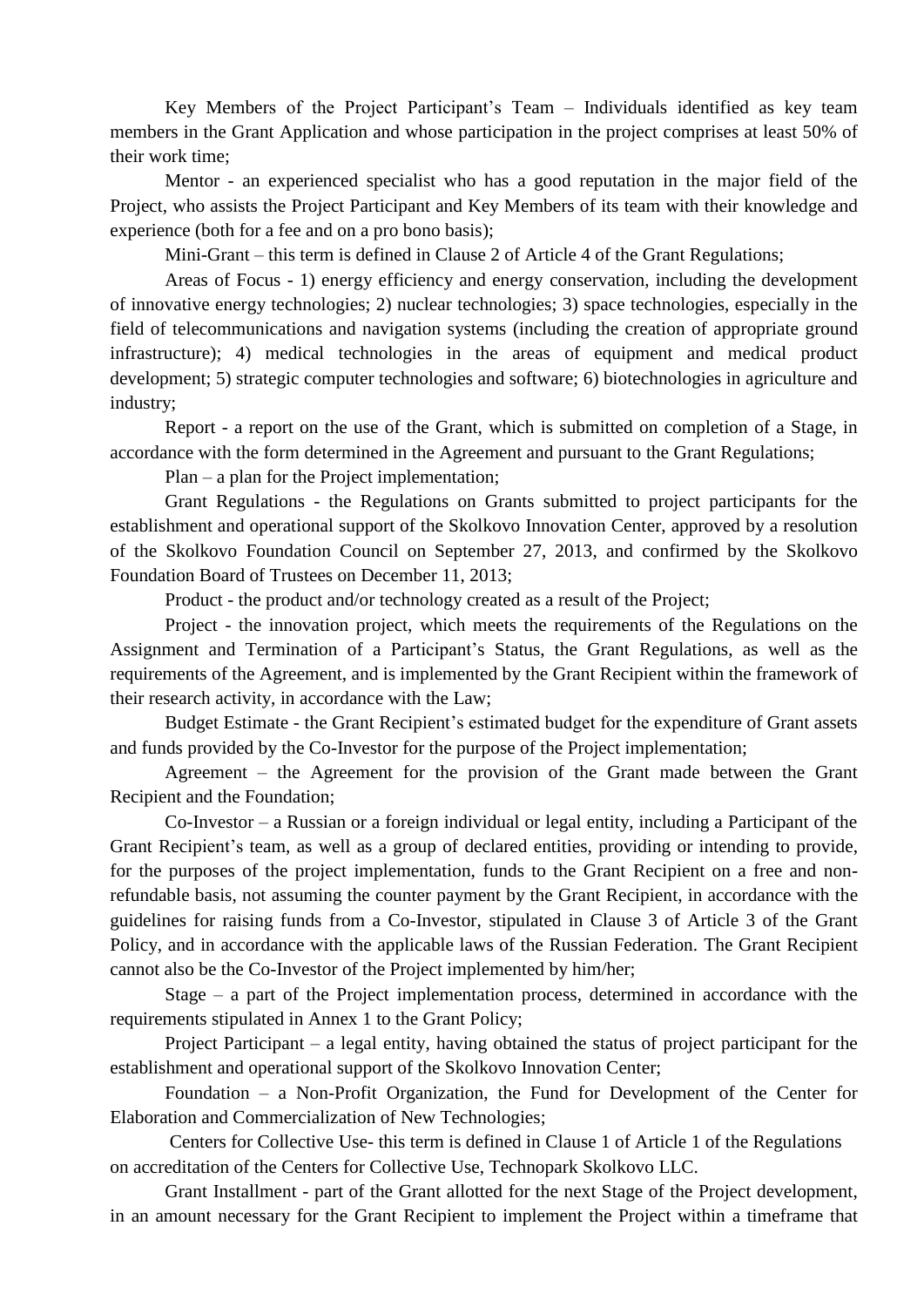Key Members of the Project Participant's Team – Individuals identified as key team members in the Grant Application and whose participation in the project comprises at least 50% of their work time;

Mentor - an experienced specialist who has a good reputation in the major field of the Project, who assists the Project Participant and Key Members of its team with their knowledge and experience (both for a fee and on a pro bono basis);

Mini-Grant – this term is defined in Clause 2 of Article 4 of the Grant Regulations;

Areas of Focus - 1) energy efficiency and energy conservation, including the development of innovative energy technologies; 2) nuclear technologies; 3) space technologies, especially in the field of telecommunications and navigation systems (including the creation of appropriate ground infrastructure); 4) medical technologies in the areas of equipment and medical product development; 5) strategic computer technologies and software; 6) biotechnologies in agriculture and industry;

Report - a report on the use of the Grant, which is submitted on completion of a Stage, in accordance with the form determined in the Agreement and pursuant to the Grant Regulations;

Plan – a plan for the Project implementation;

Grant Regulations - the Regulations on Grants submitted to project participants for the establishment and operational support of the Skolkovo Innovation Center, approved by a resolution of the Skolkovo Foundation Council on September 27, 2013, and confirmed by the Skolkovo Foundation Board of Trustees on December 11, 2013;

Product - the product and/or technology created as a result of the Project;

Project - the innovation project, which meets the requirements of the Regulations on the Assignment and Termination of a Participant's Status, the Grant Regulations, as well as the requirements of the Agreement, and is implemented by the Grant Recipient within the framework of their research activity, in accordance with the Law;

Budget Estimate - the Grant Recipient's estimated budget for the expenditure of Grant assets and funds provided by the Co-Investor for the purpose of the Project implementation;

Agreement – the Agreement for the provision of the Grant made between the Grant Recipient and the Foundation;

Co-Investor – a Russian or a foreign individual or legal entity, including a Participant of the Grant Recipient's team, as well as a group of declared entities, providing or intending to provide, for the purposes of the project implementation, funds to the Grant Recipient on a free and non-refundable basis, not assuming the counter payment by the Grant Recipient, in accordance with the guidelines for raising funds from a Co-Investor, stipulated in Clause 3 of Article 3 of the Grant Policy, and in accordance with the applicable laws of the Russian Federation. The Grant Recipient cannot also be the Co-Investor of the Project implemented by him/her;

Stage – a part of the Project implementation process, determined in accordance with the requirements stipulated in Annex 1 to the Grant Policy;

Project Participant – a legal entity, having obtained the status of project participant for the establishment and operational support of the Skolkovo Innovation Center;

Foundation – a Non-Profit Organization, the Fund for Development of the Center for Elaboration and Commercialization of New Technologies;

Centers for Collective Use- this term is defined in Clause 1 of Article 1 of the Regulations on accreditation of the Centers for Collective Use, Technopark Skolkovo LLC.

Grant Installment - part of the Grant allotted for the next Stage of the Project development, in an amount necessary for the Grant Recipient to implement the Project within a timeframe that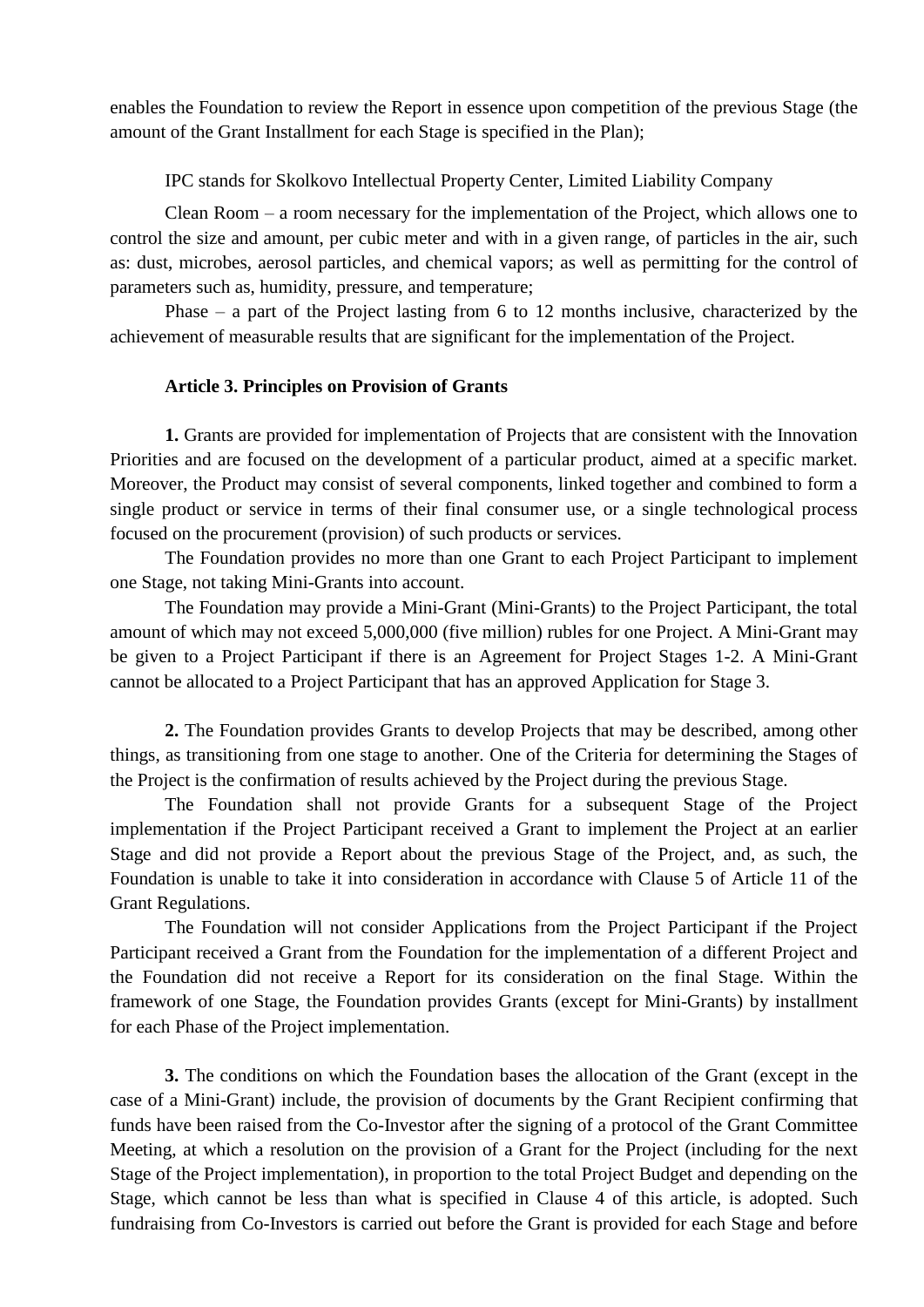enables the Foundation to review the Report in essence upon competition of the previous Stage (the amount of the Grant Installment for each Stage is specified in the Plan);

IPC stands for Skolkovo Intellectual Property Center, Limited Liability Company

Clean Room – a room necessary for the implementation of the Project, which allows one to control the size and amount, per cubic meter and with in a given range, of particles in the air, such as: dust, microbes, aerosol particles, and chemical vapors; as well as permitting for the control of parameters such as, humidity, pressure, and temperature;

Phase – a part of the Project lasting from 6 to 12 months inclusive, characterized by the achievement of measurable results that are significant for the implementation of the Project.

**Article 3. Principles on Provision of Grants**

**1.** Grants are provided for implementation of Projects that are consistent with the Innovation Priorities and are focused on the development of a particular product, aimed at a specific market. Moreover, the Product may consist of several components, linked together and combined to form a single product or service in terms of their final consumer use, or a single technological process focused on the procurement (provision) of such products or services.

The Foundation provides no more than one Grant to each Project Participant to implement one Stage, not taking Mini-Grants into account.

The Foundation may provide a Mini-Grant (Mini-Grants) to the Project Participant, the total amount of which may not exceed 5,000,000 (five million) rubles for one Project. A Mini-Grant may be given to a Project Participant if there is an Agreement for Project Stages 1-2. A Mini-Grant cannot be allocated to a Project Participant that has an approved Application for Stage 3.

**2.** The Foundation provides Grants to develop Projects that may be described, among other things, as transitioning from one stage to another. One of the Criteria for determining the Stages of the Project is the confirmation of results achieved by the Project during the previous Stage.

The Foundation shall not provide Grants for a subsequent Stage of the Project implementation if the Project Participant received a Grant to implement the Project at an earlier Stage and did not provide a Report about the previous Stage of the Project, and, as such, the Foundation is unable to take it into consideration in accordance with Clause 5 of Article 11 of the Grant Regulations.

The Foundation will not consider Applications from the Project Participant if the Project Participant received a Grant from the Foundation for the implementation of a different Project and the Foundation did not receive a Report for its consideration on the final Stage. Within the framework of one Stage, the Foundation provides Grants (except for Mini-Grants) by installment for each Phase of the Project implementation.

**3.** The conditions on which the Foundation bases the allocation of the Grant (except in the case of a Mini-Grant) include, the provision of documents by the Grant Recipient confirming that funds have been raised from the Co-Investor after the signing of a protocol of the Grant Committee Meeting, at which a resolution on the provision of a Grant for the Project (including for the next Stage of the Project implementation), in proportion to the total Project Budget and depending on the Stage, which cannot be less than what is specified in Clause 4 of this article, is adopted. Such fundraising from Co-Investors is carried out before the Grant is provided for each Stage and before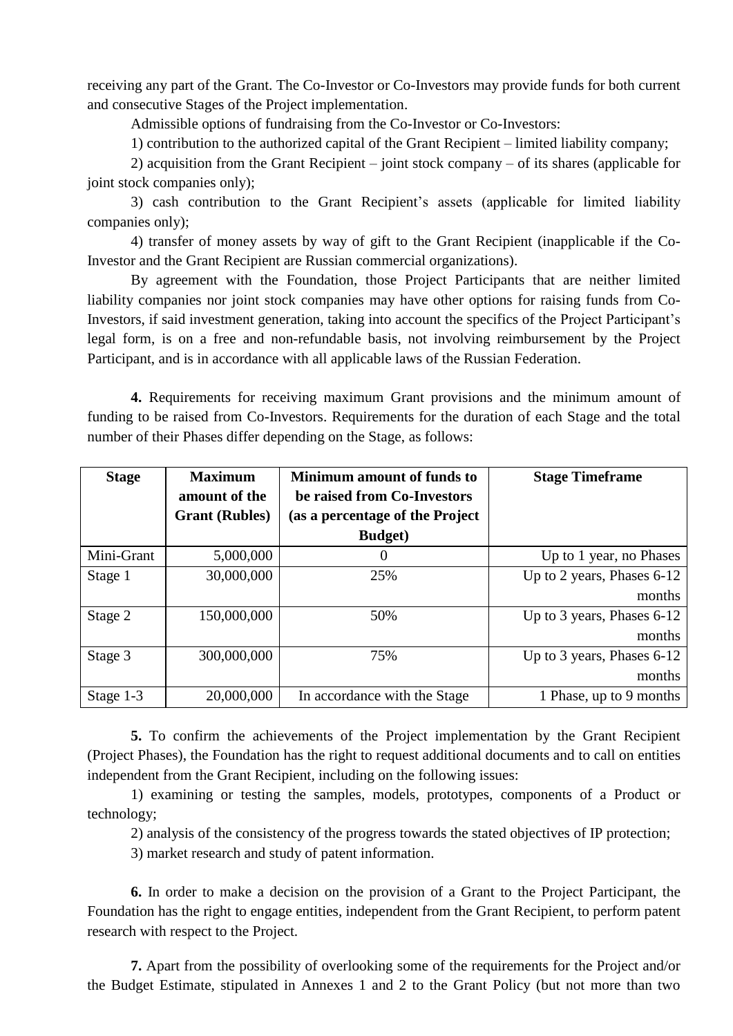receiving any part of the Grant. The Co-Investor or Co-Investors may provide funds for both current and consecutive Stages of the Project implementation.

Admissible options of fundraising from the Co-Investor or Co-Investors:

1) contribution to the authorized capital of the Grant Recipient – limited liability company;

2) acquisition from the Grant Recipient – joint stock company – of its shares (applicable for joint stock companies only);

3) cash contribution to the Grant Recipient's assets (applicable for limited liability companies only);

4) transfer of money assets by way of gift to the Grant Recipient (inapplicable if the Co-Investor and the Grant Recipient are Russian commercial organizations).

By agreement with the Foundation, those Project Participants that are neither limited liability companies nor joint stock companies may have other options for raising funds from Co-Investors, if said investment generation, taking into account the specifics of the Project Participant's legal form, is on a free and non-refundable basis, not involving reimbursement by the Project Participant, and is in accordance with all applicable laws of the Russian Federation.

**4.** Requirements for receiving maximum Grant provisions and the minimum amount of funding to be raised from Co-Investors. Requirements for the duration of each Stage and the total number of their Phases differ depending on the Stage, as follows:

| Stage | Maximum amount of the Grant (Rubles) | Minimum amount of funds to be raised from Co-Investors (as a percentage of the Project Budget) | Stage Timeframe |
|---|---|---|---|
| Mini-Grant | 5,000,000 | 0 | Up to 1 year, no Phases |
| Stage 1 | 30,000,000 | 25% | Up to 2 years, Phases 6-12 months |
| Stage 2 | 150,000,000 | 50% | Up to 3 years, Phases 6-12 months |
| Stage 3 | 300,000,000 | 75% | Up to 3 years, Phases 6-12 months |
| Stage 1-3 | 20,000,000 | In accordance with the Stage | 1 Phase, up to 9 months |

**5.** To confirm the achievements of the Project implementation by the Grant Recipient (Project Phases), the Foundation has the right to request additional documents and to call on entities independent from the Grant Recipient, including on the following issues:

1) examining or testing the samples, models, prototypes, components of a Product or technology;

2) analysis of the consistency of the progress towards the stated objectives of IP protection;

3) market research and study of patent information.

**6.** In order to make a decision on the provision of a Grant to the Project Participant, the Foundation has the right to engage entities, independent from the Grant Recipient, to perform patent research with respect to the Project.

**7.** Apart from the possibility of overlooking some of the requirements for the Project and/or the Budget Estimate, stipulated in Annexes 1 and 2 to the Grant Policy (but not more than two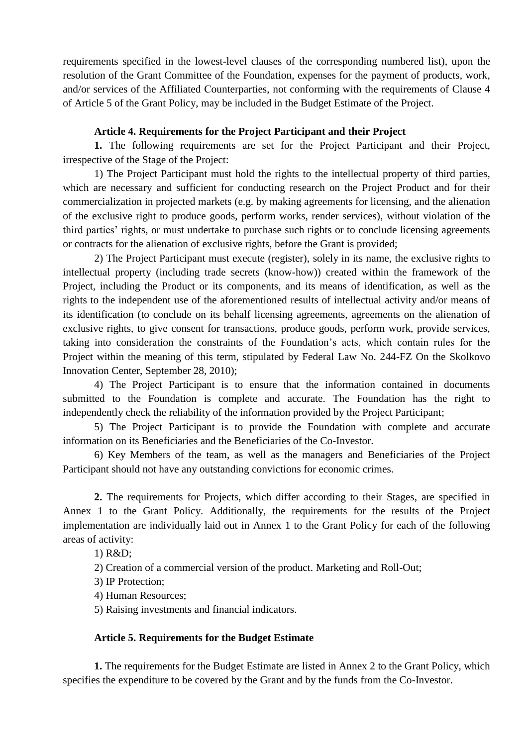requirements specified in the lowest-level clauses of the corresponding numbered list), upon the resolution of the Grant Committee of the Foundation, expenses for the payment of products, work, and/or services of the Affiliated Counterparties, not conforming with the requirements of Clause 4 of Article 5 of the Grant Policy, may be included in the Budget Estimate of the Project.

**Article 4. Requirements for the Project Participant and their Project**

**1.** The following requirements are set for the Project Participant and their Project, irrespective of the Stage of the Project:

1) The Project Participant must hold the rights to the intellectual property of third parties, which are necessary and sufficient for conducting research on the Project Product and for their commercialization in projected markets (e.g. by making agreements for licensing, and the alienation of the exclusive right to produce goods, perform works, render services), without violation of the third parties' rights, or must undertake to purchase such rights or to conclude licensing agreements or contracts for the alienation of exclusive rights, before the Grant is provided;

2) The Project Participant must execute (register), solely in its name, the exclusive rights to intellectual property (including trade secrets (know-how)) created within the framework of the Project, including the Product or its components, and its means of identification, as well as the rights to the independent use of the aforementioned results of intellectual activity and/or means of its identification (to conclude on its behalf licensing agreements, agreements on the alienation of exclusive rights, to give consent for transactions, produce goods, perform work, provide services, taking into consideration the constraints of the Foundation's acts, which contain rules for the Project within the meaning of this term, stipulated by Federal Law No. 244-FZ On the Skolkovo Innovation Center, September 28, 2010);

4) The Project Participant is to ensure that the information contained in documents submitted to the Foundation is complete and accurate. The Foundation has the right to independently check the reliability of the information provided by the Project Participant;

5) The Project Participant is to provide the Foundation with complete and accurate information on its Beneficiaries and the Beneficiaries of the Co-Investor.

6) Key Members of the team, as well as the managers and Beneficiaries of the Project Participant should not have any outstanding convictions for economic crimes.

**2.** The requirements for Projects, which differ according to their Stages, are specified in Annex 1 to the Grant Policy. Additionally, the requirements for the results of the Project implementation are individually laid out in Annex 1 to the Grant Policy for each of the following areas of activity:

1) R&D;

2) Creation of a commercial version of the product. Marketing and Roll-Out;

3) IP Protection;

4) Human Resources;

5) Raising investments and financial indicators.

**Article 5. Requirements for the Budget Estimate**

**1.** The requirements for the Budget Estimate are listed in Annex 2 to the Grant Policy, which specifies the expenditure to be covered by the Grant and by the funds from the Co-Investor.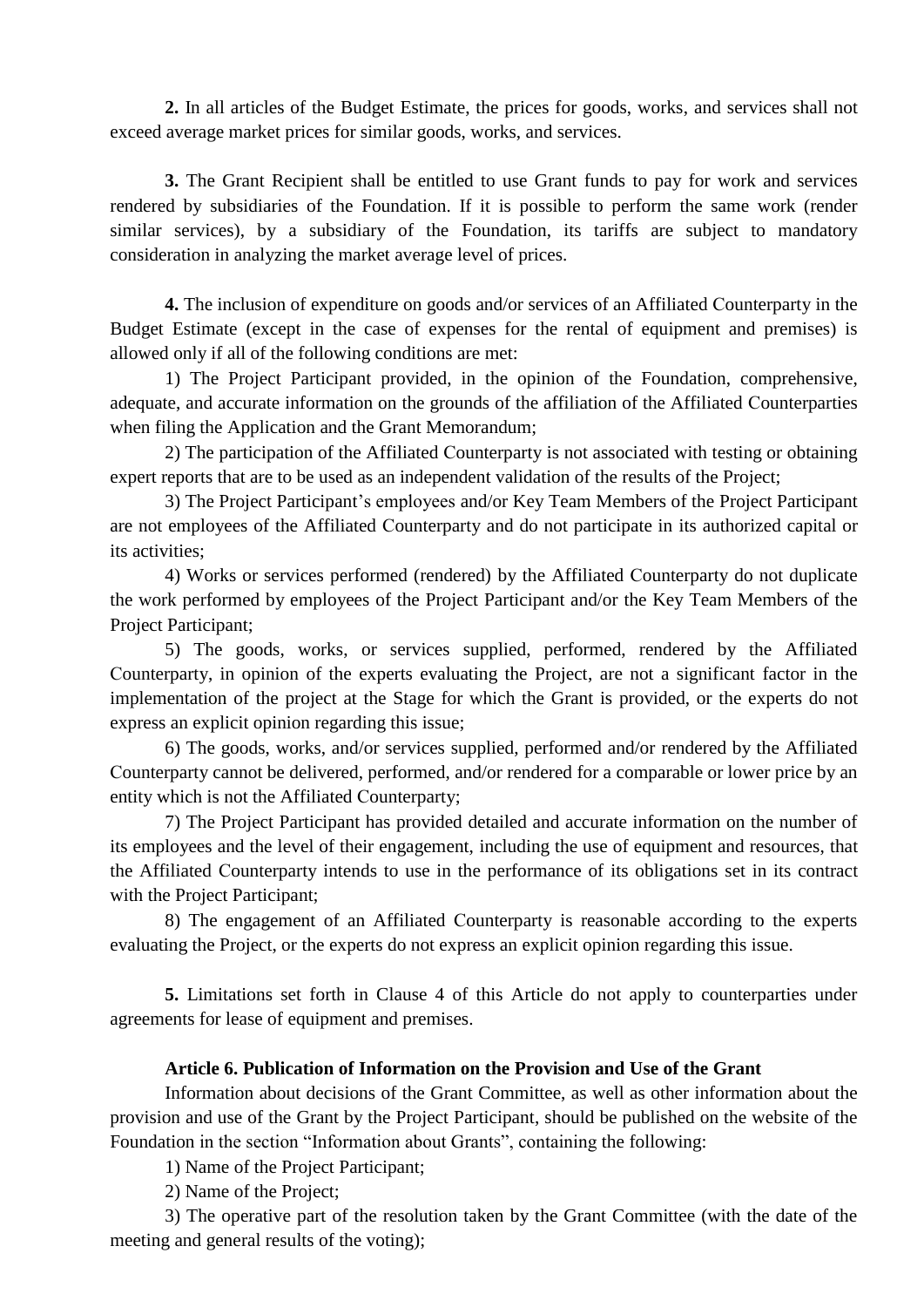**2.** In all articles of the Budget Estimate, the prices for goods, works, and services shall not exceed average market prices for similar goods, works, and services.

**3.** The Grant Recipient shall be entitled to use Grant funds to pay for work and services rendered by subsidiaries of the Foundation. If it is possible to perform the same work (render similar services), by a subsidiary of the Foundation, its tariffs are subject to mandatory consideration in analyzing the market average level of prices.

**4.** The inclusion of expenditure on goods and/or services of an Affiliated Counterparty in the Budget Estimate (except in the case of expenses for the rental of equipment and premises) is allowed only if all of the following conditions are met:

1) The Project Participant provided, in the opinion of the Foundation, comprehensive, adequate, and accurate information on the grounds of the affiliation of the Affiliated Counterparties when filing the Application and the Grant Memorandum;

2) The participation of the Affiliated Counterparty is not associated with testing or obtaining expert reports that are to be used as an independent validation of the results of the Project;

3) The Project Participant's employees and/or Key Team Members of the Project Participant are not employees of the Affiliated Counterparty and do not participate in its authorized capital or its activities;

4) Works or services performed (rendered) by the Affiliated Counterparty do not duplicate the work performed by employees of the Project Participant and/or the Key Team Members of the Project Participant;

5) The goods, works, or services supplied, performed, rendered by the Affiliated Counterparty, in opinion of the experts evaluating the Project, are not a significant factor in the implementation of the project at the Stage for which the Grant is provided, or the experts do not express an explicit opinion regarding this issue;

6) The goods, works, and/or services supplied, performed and/or rendered by the Affiliated Counterparty cannot be delivered, performed, and/or rendered for a comparable or lower price by an entity which is not the Affiliated Counterparty;

7) The Project Participant has provided detailed and accurate information on the number of its employees and the level of their engagement, including the use of equipment and resources, that the Affiliated Counterparty intends to use in the performance of its obligations set in its contract with the Project Participant;

8) The engagement of an Affiliated Counterparty is reasonable according to the experts evaluating the Project, or the experts do not express an explicit opinion regarding this issue.

**5.** Limitations set forth in Clause 4 of this Article do not apply to counterparties under agreements for lease of equipment and premises.

### Article 6. Publication of Information on the Provision and Use of the Grant

Information about decisions of the Grant Committee, as well as other information about the provision and use of the Grant by the Project Participant, should be published on the website of the Foundation in the section "Information about Grants", containing the following:

1) Name of the Project Participant;

2) Name of the Project;

3) The operative part of the resolution taken by the Grant Committee (with the date of the meeting and general results of the voting);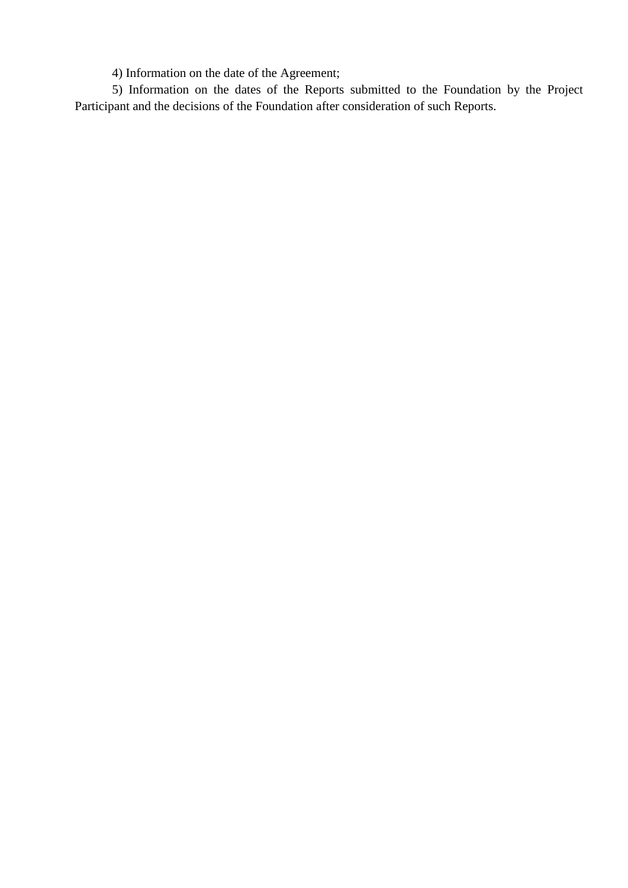4) Information on the date of the Agreement;

5) Information on the dates of the Reports submitted to the Foundation by the Project Participant and the decisions of the Foundation after consideration of such Reports.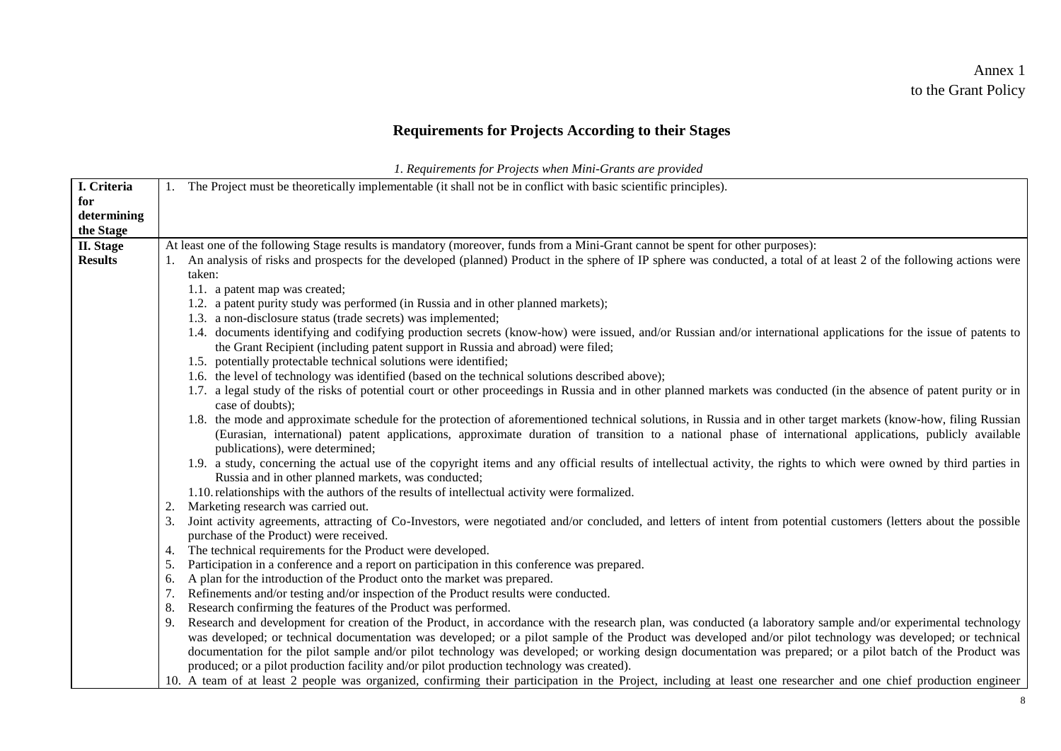Annex 1
to the Grant Policy

## Requirements for Projects According to their Stages

*1. Requirements for Projects when Mini-Grants are provided*

| | |
|---|---|
| **I. Criteria for determining the Stage** | 1. The Project must be theoretically implementable (it shall not be in conflict with basic scientific principles). |
| **II. Stage Results** | At least one of the following Stage results is mandatory (moreover, funds from a Mini-Grant cannot be spent for other purposes):<br>1. An analysis of risks and prospects for the developed (planned) Product in the sphere of IP sphere was conducted, a total of at least 2 of the following actions were taken:<br>1.1. a patent map was created;<br>1.2. a patent purity study was performed (in Russia and in other planned markets);<br>1.3. a non-disclosure status (trade secrets) was implemented;<br>1.4. documents identifying and codifying production secrets (know-how) were issued, and/or Russian and/or international applications for the issue of patents to the Grant Recipient (including patent support in Russia and abroad) were filed;<br>1.5. potentially protectable technical solutions were identified;<br>1.6. the level of technology was identified (based on the technical solutions described above);<br>1.7. a legal study of the risks of potential court or other proceedings in Russia and in other planned markets was conducted (in the absence of patent purity or in case of doubts);<br>1.8. the mode and approximate schedule for the protection of aforementioned technical solutions, in Russia and in other target markets (know-how, filing Russian (Eurasian, international) patent applications, approximate duration of transition to a national phase of international applications, publicly available publications), were determined;<br>1.9. a study, concerning the actual use of the copyright items and any official results of intellectual activity, the rights to which were owned by third parties in Russia and in other planned markets, was conducted;<br>1.10. relationships with the authors of the results of intellectual activity were formalized.<br>2. Marketing research was carried out.<br>3. Joint activity agreements, attracting of Co-Investors, were negotiated and/or concluded, and letters of intent from potential customers (letters about the possible purchase of the Product) were received.<br>4. The technical requirements for the Product were developed.<br>5. Participation in a conference and a report on participation in this conference was prepared.<br>6. A plan for the introduction of the Product onto the market was prepared.<br>7. Refinements and/or testing and/or inspection of the Product results were conducted.<br>8. Research confirming the features of the Product was performed.<br>9. Research and development for creation of the Product, in accordance with the research plan, was conducted (a laboratory sample and/or experimental technology was developed; or technical documentation was developed; or a pilot sample of the Product was developed and/or pilot technology was developed; or technical documentation for the pilot sample and/or pilot technology was developed; or working design documentation was prepared; or a pilot batch of the Product was produced; or a pilot production facility and/or pilot production technology was created).<br>10. A team of at least 2 people was organized, confirming their participation in the Project, including at least one researcher and one chief production engineer |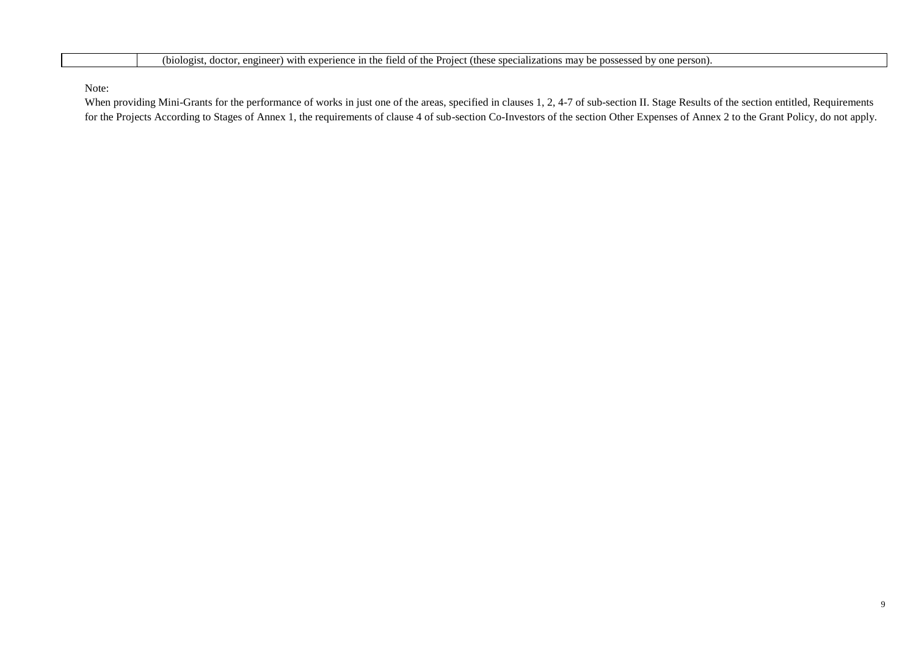|  | (biologist, doctor, engineer) with experience in the field of the Project (these specializations may be possessed by one person). |
|---|---|

Note:

When providing Mini-Grants for the performance of works in just one of the areas, specified in clauses 1, 2, 4-7 of sub-section II. Stage Results of the section entitled, Requirements for the Projects According to Stages of Annex 1, the requirements of clause 4 of sub-section Co-Investors of the section Other Expenses of Annex 2 to the Grant Policy, do not apply.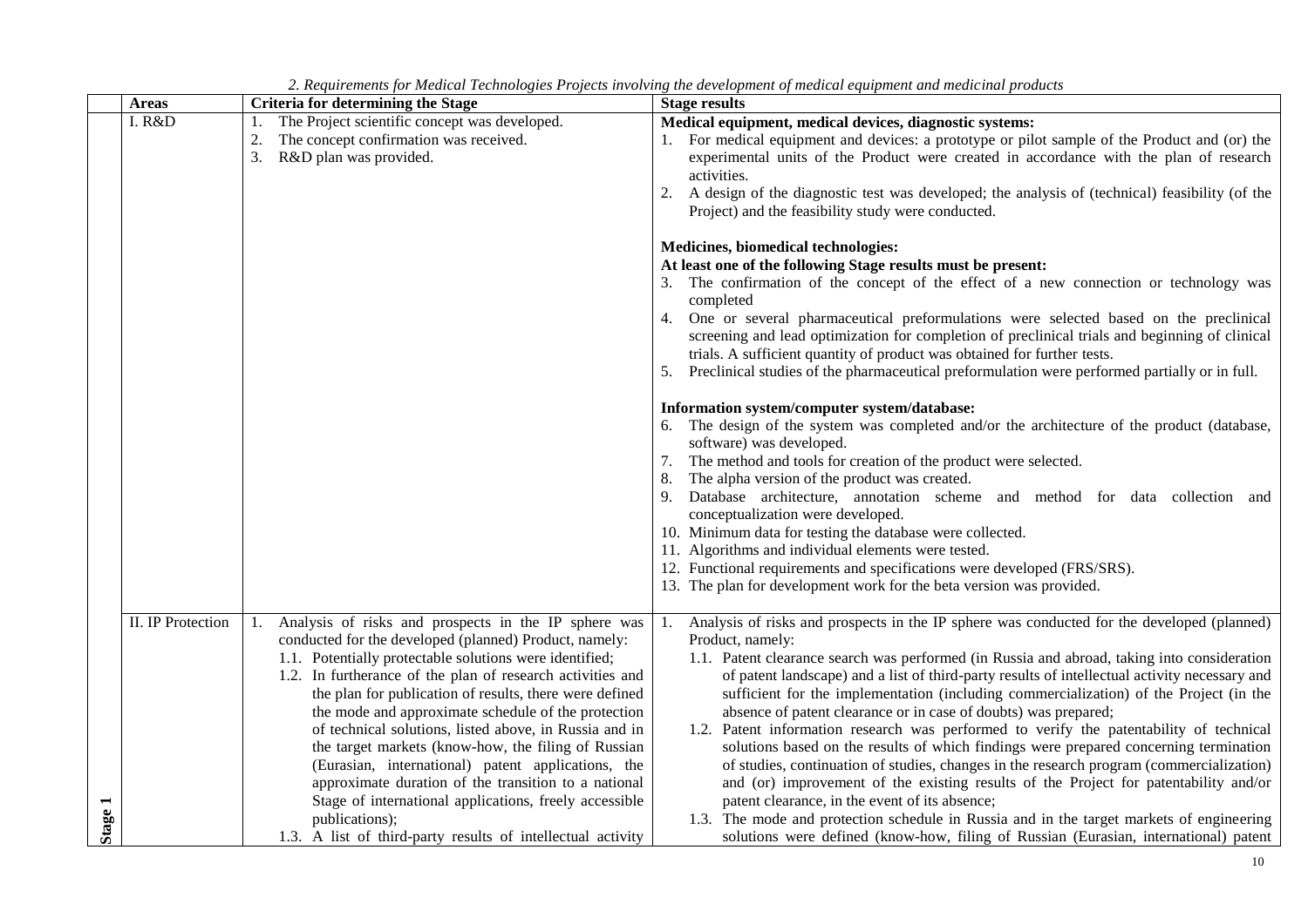*2. Requirements for Medical Technologies Projects involving the development of medical equipment and medicinal products*

| | Areas | Criteria for determining the Stage | Stage results |
|---|---|---|---|
| Stage 1 | I. R&D | 1. The Project scientific concept was developed.<br>2. The concept confirmation was received.<br>3. R&D plan was provided. | **Medical equipment, medical devices, diagnostic systems:**<br>1. For medical equipment and devices: a prototype or pilot sample of the Product and (or) the experimental units of the Product were created in accordance with the plan of research activities.<br>2. A design of the diagnostic test was developed; the analysis of (technical) feasibility (of the Project) and the feasibility study were conducted.<br><br>**Medicines, biomedical technologies:**<br>**At least one of the following Stage results must be present:**<br>3. The confirmation of the concept of the effect of a new connection or technology was completed<br>4. One or several pharmaceutical preformulations were selected based on the preclinical screening and lead optimization for completion of preclinical trials and beginning of clinical trials. A sufficient quantity of product was obtained for further tests.<br>5. Preclinical studies of the pharmaceutical preformulation were performed partially or in full.<br><br>**Information system/computer system/database:**<br>6. The design of the system was completed and/or the architecture of the product (database, software) was developed.<br>7. The method and tools for creation of the product were selected.<br>8. The alpha version of the product was created.<br>9. Database architecture, annotation scheme and method for data collection and conceptualization were developed.<br>10. Minimum data for testing the database were collected.<br>11. Algorithms and individual elements were tested.<br>12. Functional requirements and specifications were developed (FRS/SRS).<br>13. The plan for development work for the beta version was provided. |
| | II. IP Protection | 1. Analysis of risks and prospects in the IP sphere was conducted for the developed (planned) Product, namely:<br>1.1. Potentially protectable solutions were identified;<br>1.2. In furtherance of the plan of research activities and the plan for publication of results, there were defined the mode and approximate schedule of the protection of technical solutions, listed above, in Russia and in the target markets (know-how, the filing of Russian (Eurasian, international) patent applications, the approximate duration of the transition to a national Stage of international applications, freely accessible publications);<br>1.3. A list of third-party results of intellectual activity | 1. Analysis of risks and prospects in the IP sphere was conducted for the developed (planned) Product, namely:<br>1.1. Patent clearance search was performed (in Russia and abroad, taking into consideration of patent landscape) and a list of third-party results of intellectual activity necessary and sufficient for the implementation (including commercialization) of the Project (in the absence of patent clearance or in case of doubts) was prepared;<br>1.2. Patent information research was performed to verify the patentability of technical solutions based on the results of which findings were prepared concerning termination of studies, continuation of studies, changes in the research program (commercialization) and (or) improvement of the existing results of the Project for patentability and/or patent clearance, in the event of its absence;<br>1.3. The mode and protection schedule in Russia and in the target markets of engineering solutions were defined (know-how, filing of Russian (Eurasian, international) patent |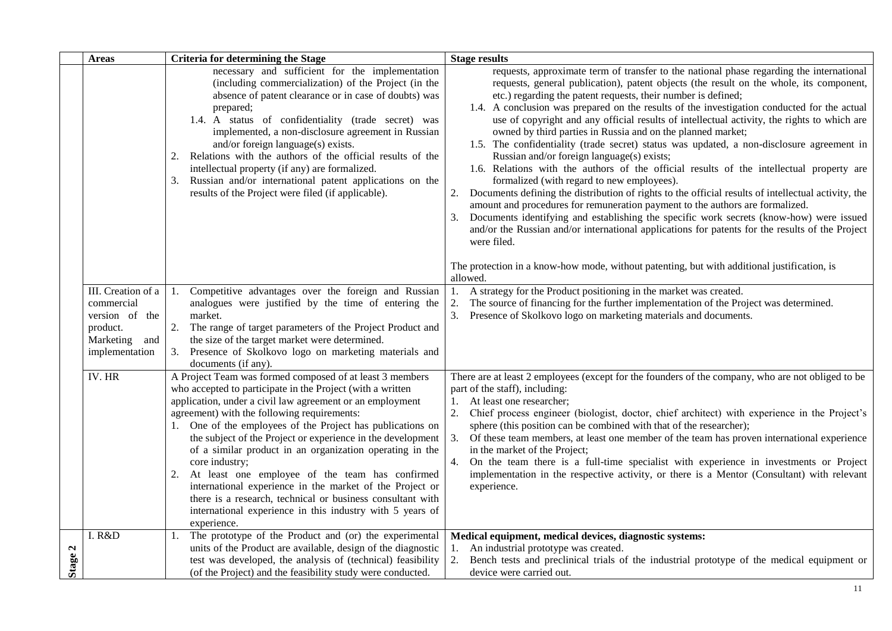| | Areas | Criteria for determining the Stage | Stage results |
|---|---|---|---|
| | | necessary and sufficient for the implementation (including commercialization) of the Project (in the absence of patent clearance or in case of doubts) was prepared;<br>1.4. A status of confidentiality (trade secret) was implemented, a non-disclosure agreement in Russian and/or foreign language(s) exists.<br>2. Relations with the authors of the official results of the intellectual property (if any) are formalized.<br>3. Russian and/or international patent applications on the results of the Project were filed (if applicable). | requests, approximate term of transfer to the national phase regarding the international requests, general publication), patent objects (the result on the whole, its component, etc.) regarding the patent requests, their number is defined;<br>1.4. A conclusion was prepared on the results of the investigation conducted for the actual use of copyright and any official results of intellectual activity, the rights to which are owned by third parties in Russia and on the planned market;<br>1.5. The confidentiality (trade secret) status was updated, a non-disclosure agreement in Russian and/or foreign language(s) exists;<br>1.6. Relations with the authors of the official results of the intellectual property are formalized (with regard to new employees).<br>2. Documents defining the distribution of rights to the official results of intellectual activity, the amount and procedures for remuneration payment to the authors are formalized.<br>3. Documents identifying and establishing the specific work secrets (know-how) were issued and/or the Russian and/or international applications for patents for the results of the Project were filed.<br><br>The protection in a know-how mode, without patenting, but with additional justification, is allowed. |
| | III. Creation of a commercial version of the product. Marketing and implementation | 1. Competitive advantages over the foreign and Russian analogues were justified by the time of entering the market.<br>2. The range of target parameters of the Project Product and the size of the target market were determined.<br>3. Presence of Skolkovo logo on marketing materials and documents (if any). | 1. A strategy for the Product positioning in the market was created.<br>2. The source of financing for the further implementation of the Project was determined.<br>3. Presence of Skolkovo logo on marketing materials and documents. |
| | IV. HR | A Project Team was formed composed of at least 3 members who accepted to participate in the Project (with a written application, under a civil law agreement or an employment agreement) with the following requirements:<br>1. One of the employees of the Project has publications on the subject of the Project or experience in the development of a similar product in an organization operating in the core industry;<br>2. At least one employee of the team has confirmed international experience in the market of the Project or there is a research, technical or business consultant with international experience in this industry with 5 years of experience. | There are at least 2 employees (except for the founders of the company, who are not obliged to be part of the staff), including:<br>1. At least one researcher;<br>2. Chief process engineer (biologist, doctor, chief architect) with experience in the Project's sphere (this position can be combined with that of the researcher);<br>3. Of these team members, at least one member of the team has proven international experience in the market of the Project;<br>4. On the team there is a full-time specialist with experience in investments or Project implementation in the respective activity, or there is a Mentor (Consultant) with relevant experience. |
| Stage 2 | I. R&D | 1. The prototype of the Product and (or) the experimental units of the Product are available, design of the diagnostic test was developed, the analysis of (technical) feasibility (of the Project) and the feasibility study were conducted. | **Medical equipment, medical devices, diagnostic systems:**<br>1. An industrial prototype was created.<br>2. Bench tests and preclinical trials of the industrial prototype of the medical equipment or device were carried out. |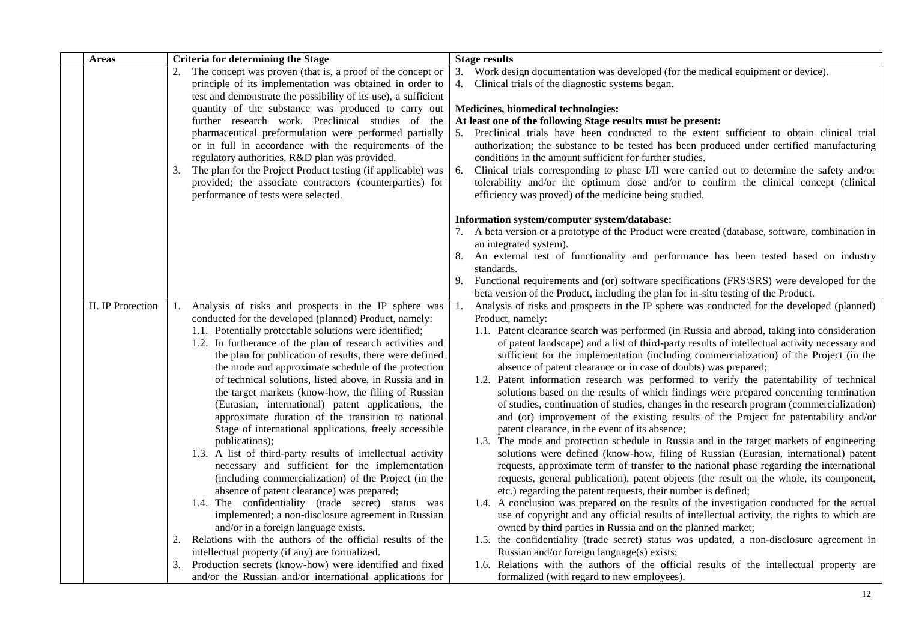| | Areas | Criteria for determining the Stage | Stage results |
|---|---|---|---|
| | | 2. The concept was proven (that is, a proof of the concept or principle of its implementation was obtained in order to test and demonstrate the possibility of its use), a sufficient quantity of the substance was produced to carry out further research work. Preclinical studies of the pharmaceutical preformulation were performed partially or in full in accordance with the requirements of the regulatory authorities. R&D plan was provided.<br>3. The plan for the Project Product testing (if applicable) was provided; the associate contractors (counterparties) for performance of tests were selected. | 3. Work design documentation was developed (for the medical equipment or device).<br>4. Clinical trials of the diagnostic systems began.<br><br>**Medicines, biomedical technologies:**<br>**At least one of the following Stage results must be present:**<br>5. Preclinical trials have been conducted to the extent sufficient to obtain clinical trial authorization; the substance to be tested has been produced under certified manufacturing conditions in the amount sufficient for further studies.<br>6. Clinical trials corresponding to phase I/II were carried out to determine the safety and/or tolerability and/or the optimum dose and/or to confirm the clinical concept (clinical efficiency was proved) of the medicine being studied.<br><br>**Information system/computer system/database:**<br>7. A beta version or a prototype of the Product were created (database, software, combination in an integrated system).<br>8. An external test of functionality and performance has been tested based on industry standards.<br>9. Functional requirements and (or) software specifications (FRS\SRS) were developed for the beta version of the Product, including the plan for in-situ testing of the Product. |
| | II. IP Protection | 1. Analysis of risks and prospects in the IP sphere was conducted for the developed (planned) Product, namely:<br>1.1. Potentially protectable solutions were identified;<br>1.2. In furtherance of the plan of research activities and the plan for publication of results, there were defined the mode and approximate schedule of the protection of technical solutions, listed above, in Russia and in the target markets (know-how, the filing of Russian (Eurasian, international) patent applications, the approximate duration of the transition to national Stage of international applications, freely accessible publications);<br>1.3. A list of third-party results of intellectual activity necessary and sufficient for the implementation (including commercialization) of the Project (in the absence of patent clearance) was prepared;<br>1.4. The confidentiality (trade secret) status was implemented; a non-disclosure agreement in Russian and/or in a foreign language exists.<br>2. Relations with the authors of the official results of the intellectual property (if any) are formalized.<br>3. Production secrets (know-how) were identified and fixed and/or the Russian and/or international applications for | 1. Analysis of risks and prospects in the IP sphere was conducted for the developed (planned) Product, namely:<br>1.1. Patent clearance search was performed (in Russia and abroad, taking into consideration of patent landscape) and a list of third-party results of intellectual activity necessary and sufficient for the implementation (including commercialization) of the Project (in the absence of patent clearance or in case of doubts) was prepared;<br>1.2. Patent information research was performed to verify the patentability of technical solutions based on the results of which findings were prepared concerning termination of studies, continuation of studies, changes in the research program (commercialization) and (or) improvement of the existing results of the Project for patentability and/or patent clearance, in the event of its absence;<br>1.3. The mode and protection schedule in Russia and in the target markets of engineering solutions were defined (know-how, filing of Russian (Eurasian, international) patent requests, approximate term of transfer to the national phase regarding the international requests, general publication), patent objects (the result on the whole, its component, etc.) regarding the patent requests, their number is defined;<br>1.4. A conclusion was prepared on the results of the investigation conducted for the actual use of copyright and any official results of intellectual activity, the rights to which are owned by third parties in Russia and on the planned market;<br>1.5. the confidentiality (trade secret) status was updated, a non-disclosure agreement in Russian and/or foreign language(s) exists;<br>1.6. Relations with the authors of the official results of the intellectual property are formalized (with regard to new employees). |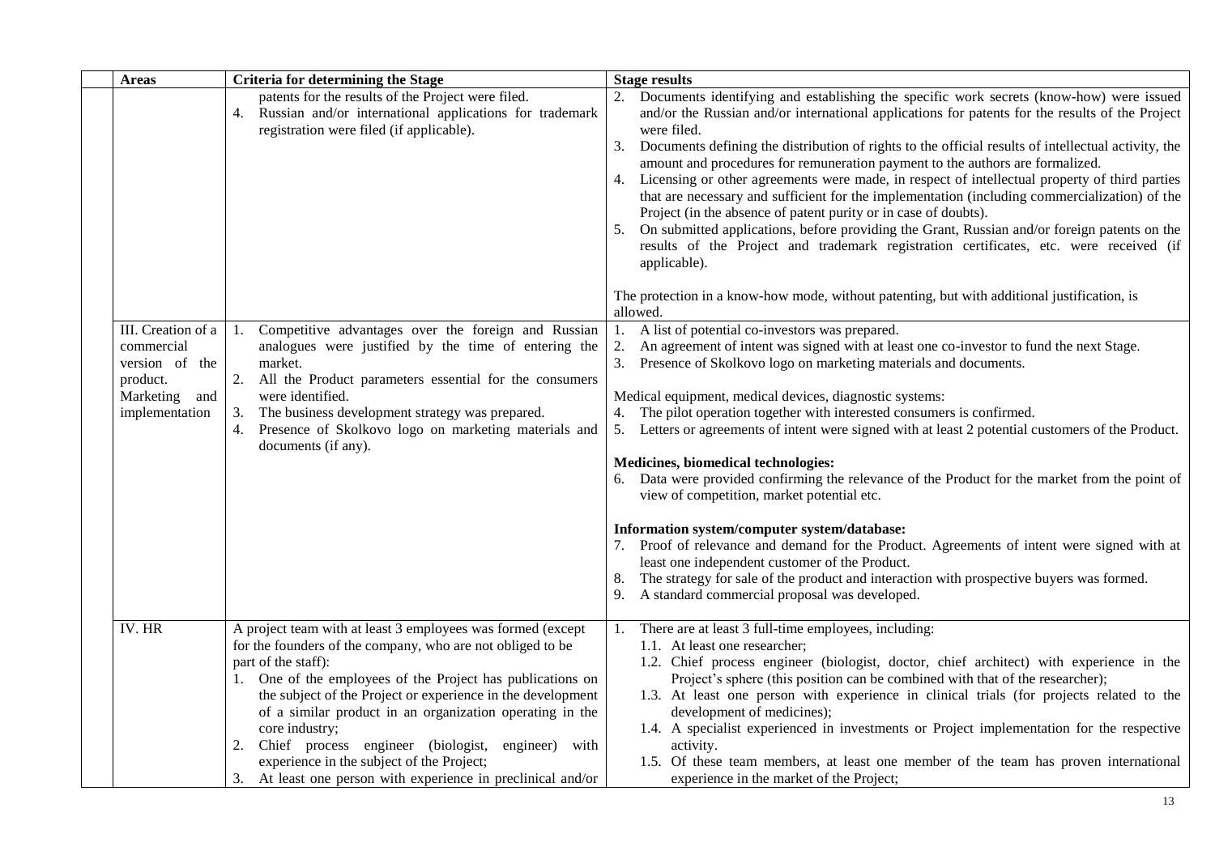| | Areas | Criteria for determining the Stage | Stage results |
|---|---|---|---|
| | | patents for the results of the Project were filed.<br>4. Russian and/or international applications for trademark registration were filed (if applicable). | 2. Documents identifying and establishing the specific work secrets (know-how) were issued and/or the Russian and/or international applications for patents for the results of the Project were filed.<br>3. Documents defining the distribution of rights to the official results of intellectual activity, the amount and procedures for remuneration payment to the authors are formalized.<br>4. Licensing or other agreements were made, in respect of intellectual property of third parties that are necessary and sufficient for the implementation (including commercialization) of the Project (in the absence of patent purity or in case of doubts).<br>5. On submitted applications, before providing the Grant, Russian and/or foreign patents on the results of the Project and trademark registration certificates, etc. were received (if applicable).<br><br>The protection in a know-how mode, without patenting, but with additional justification, is allowed. |
| | III. Creation of a commercial version of the product. Marketing and implementation | 1. Competitive advantages over the foreign and Russian analogues were justified by the time of entering the market.<br>2. All the Product parameters essential for the consumers were identified.<br>3. The business development strategy was prepared.<br>4. Presence of Skolkovo logo on marketing materials and documents (if any). | 1. A list of potential co-investors was prepared.<br>2. An agreement of intent was signed with at least one co-investor to fund the next Stage.<br>3. Presence of Skolkovo logo on marketing materials and documents.<br><br>Medical equipment, medical devices, diagnostic systems:<br>4. The pilot operation together with interested consumers is confirmed.<br>5. Letters or agreements of intent were signed with at least 2 potential customers of the Product.<br><br>**Medicines, biomedical technologies:**<br>6. Data were provided confirming the relevance of the Product for the market from the point of view of competition, market potential etc.<br><br>**Information system/computer system/database:**<br>7. Proof of relevance and demand for the Product. Agreements of intent were signed with at least one independent customer of the Product.<br>8. The strategy for sale of the product and interaction with prospective buyers was formed.<br>9. A standard commercial proposal was developed. |
| | IV. HR | A project team with at least 3 employees was formed (except for the founders of the company, who are not obliged to be part of the staff):<br>1. One of the employees of the Project has publications on the subject of the Project or experience in the development of a similar product in an organization operating in the core industry;<br>2. Chief process engineer (biologist, engineer) with experience in the subject of the Project;<br>3. At least one person with experience in preclinical and/or | 1. There are at least 3 full-time employees, including:<br>1.1. At least one researcher;<br>1.2. Chief process engineer (biologist, doctor, chief architect) with experience in the Project's sphere (this position can be combined with that of the researcher);<br>1.3. At least one person with experience in clinical trials (for projects related to the development of medicines);<br>1.4. A specialist experienced in investments or Project implementation for the respective activity.<br>1.5. Of these team members, at least one member of the team has proven international experience in the market of the Project; |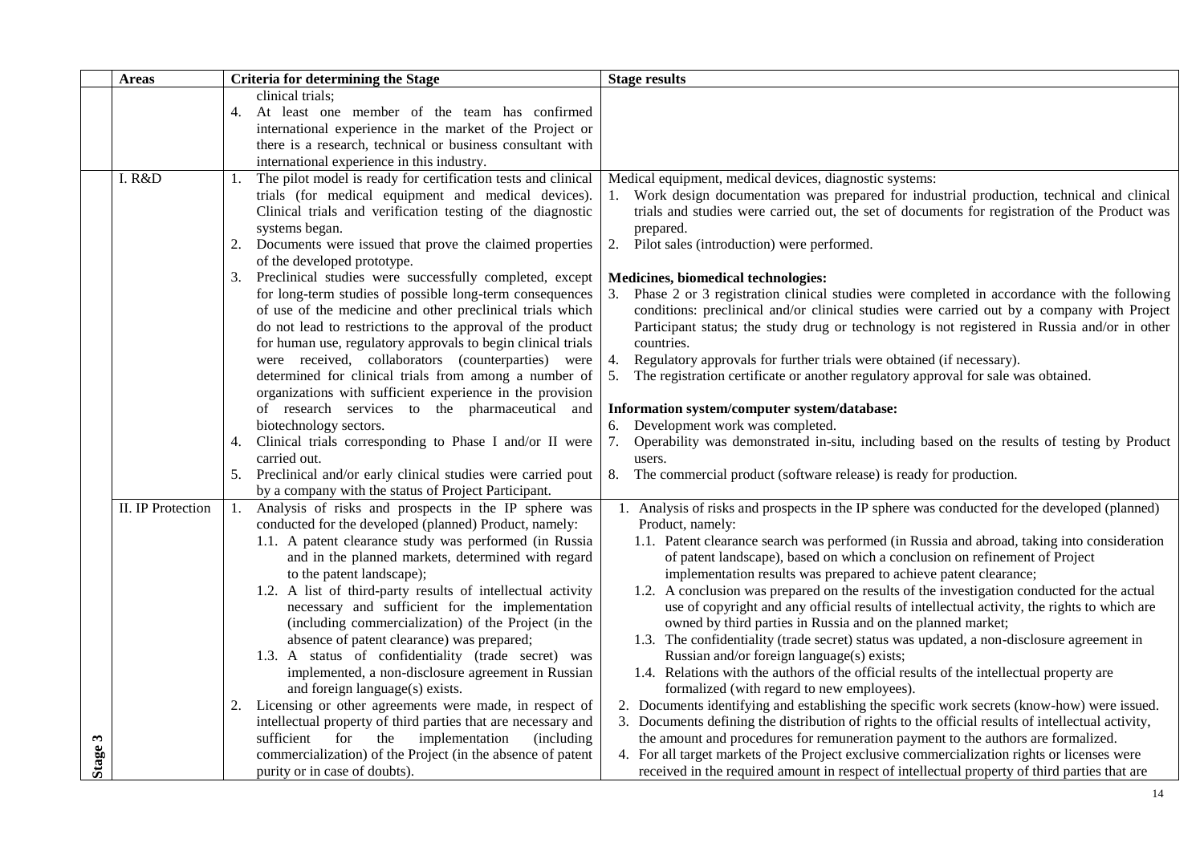| | Areas | Criteria for determining the Stage | Stage results |
|---|---|---|---|
| | | clinical trials;<br>4. At least one member of the team has confirmed international experience in the market of the Project or there is a research, technical or business consultant with international experience in this industry. | |
| | I. R&D | 1. The pilot model is ready for certification tests and clinical trials (for medical equipment and medical devices). Clinical trials and verification testing of the diagnostic systems began.<br>2. Documents were issued that prove the claimed properties of the developed prototype.<br>3. Preclinical studies were successfully completed, except for long-term studies of possible long-term consequences of use of the medicine and other preclinical trials which do not lead to restrictions to the approval of the product for human use, regulatory approvals to begin clinical trials were received, collaborators (counterparties) were determined for clinical trials from among a number of organizations with sufficient experience in the provision of research services to the pharmaceutical and biotechnology sectors.<br>4. Clinical trials corresponding to Phase I and/or II were carried out.<br>5. Preclinical and/or early clinical studies were carried pout by a company with the status of Project Participant. | Medical equipment, medical devices, diagnostic systems:<br>1. Work design documentation was prepared for industrial production, technical and clinical trials and studies were carried out, the set of documents for registration of the Product was prepared.<br>2. Pilot sales (introduction) were performed.<br><br>**Medicines, biomedical technologies:**<br>3. Phase 2 or 3 registration clinical studies were completed in accordance with the following conditions: preclinical and/or clinical studies were carried out by a company with Project Participant status; the study drug or technology is not registered in Russia and/or in other countries.<br>4. Regulatory approvals for further trials were obtained (if necessary).<br>5. The registration certificate or another regulatory approval for sale was obtained.<br><br>**Information system/computer system/database:**<br>6. Development work was completed.<br>7. Operability was demonstrated in-situ, including based on the results of testing by Product users.<br>8. The commercial product (software release) is ready for production. |
| **Stage 3** | II. IP Protection | 1. Analysis of risks and prospects in the IP sphere was conducted for the developed (planned) Product, namely:<br>1.1. A patent clearance study was performed (in Russia and in the planned markets, determined with regard to the patent landscape);<br>1.2. A list of third-party results of intellectual activity necessary and sufficient for the implementation (including commercialization) of the Project (in the absence of patent clearance) was prepared;<br>1.3. A status of confidentiality (trade secret) was implemented, a non-disclosure agreement in Russian and foreign language(s) exists.<br>2. Licensing or other agreements were made, in respect of intellectual property of third parties that are necessary and sufficient for the implementation (including commercialization) of the Project (in the absence of patent purity or in case of doubts). | 1. Analysis of risks and prospects in the IP sphere was conducted for the developed (planned) Product, namely:<br>1.1. Patent clearance search was performed (in Russia and abroad, taking into consideration of patent landscape), based on which a conclusion on refinement of Project implementation results was prepared to achieve patent clearance;<br>1.2. A conclusion was prepared on the results of the investigation conducted for the actual use of copyright and any official results of intellectual activity, the rights to which are owned by third parties in Russia and on the planned market;<br>1.3. The confidentiality (trade secret) status was updated, a non-disclosure agreement in Russian and/or foreign language(s) exists;<br>1.4. Relations with the authors of the official results of the intellectual property are formalized (with regard to new employees).<br>2. Documents identifying and establishing the specific work secrets (know-how) were issued.<br>3. Documents defining the distribution of rights to the official results of intellectual activity, the amount and procedures for remuneration payment to the authors are formalized.<br>4. For all target markets of the Project exclusive commercialization rights or licenses were received in the required amount in respect of intellectual property of third parties that are |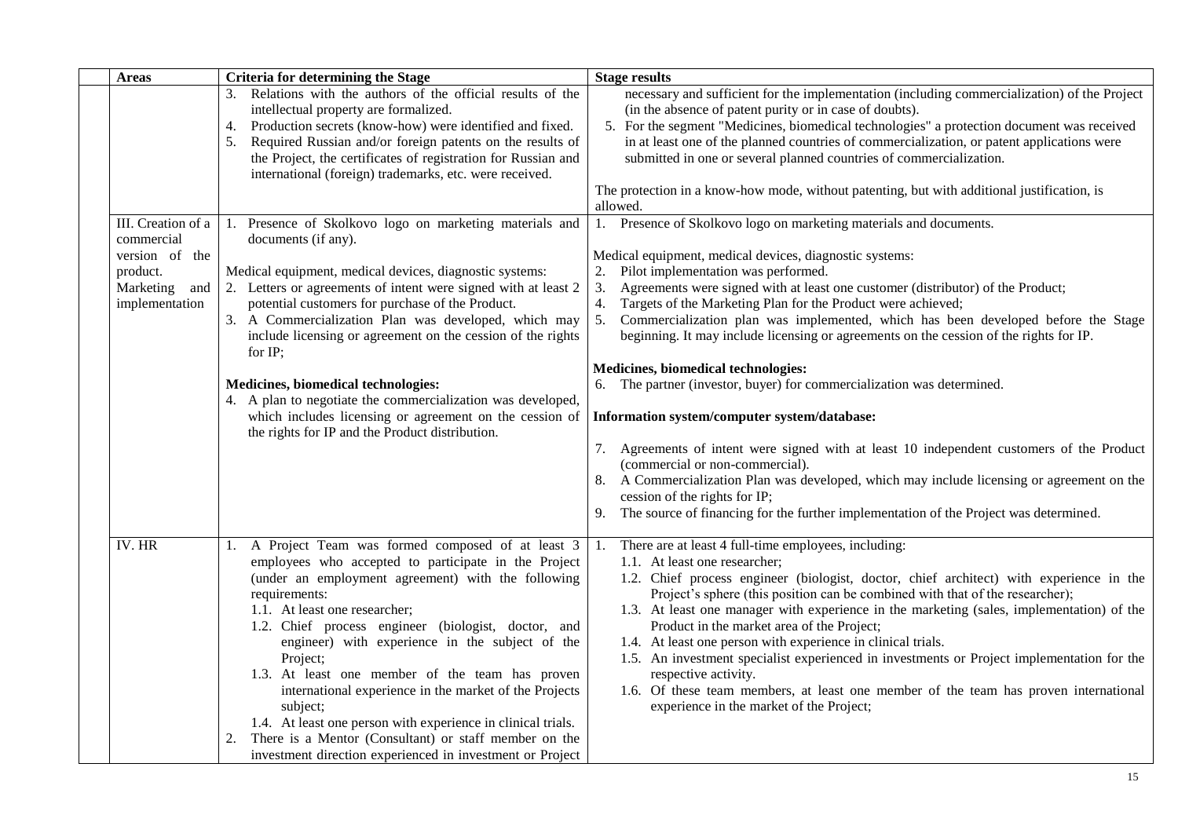| | Areas | Criteria for determining the Stage | Stage results |
|---|---|---|---|
| | | 3. Relations with the authors of the official results of the intellectual property are formalized.<br>4. Production secrets (know-how) were identified and fixed.<br>5. Required Russian and/or foreign patents on the results of the Project, the certificates of registration for Russian and international (foreign) trademarks, etc. were received. | necessary and sufficient for the implementation (including commercialization) of the Project (in the absence of patent purity or in case of doubts).<br>5. For the segment "Medicines, biomedical technologies" a protection document was received in at least one of the planned countries of commercialization, or patent applications were submitted in one or several planned countries of commercialization.<br><br>The protection in a know-how mode, without patenting, but with additional justification, is allowed. |
| | III. Creation of a commercial version of the product. Marketing and implementation | 1. Presence of Skolkovo logo on marketing materials and documents (if any).<br><br>Medical equipment, medical devices, diagnostic systems:<br>2. Letters or agreements of intent were signed with at least 2 potential customers for purchase of the Product.<br>3. A Commercialization Plan was developed, which may include licensing or agreement on the cession of the rights for IP;<br><br>**Medicines, biomedical technologies:**<br>4. A plan to negotiate the commercialization was developed, which includes licensing or agreement on the cession of the rights for IP and the Product distribution. | 1. Presence of Skolkovo logo on marketing materials and documents.<br><br>Medical equipment, medical devices, diagnostic systems:<br>2. Pilot implementation was performed.<br>3. Agreements were signed with at least one customer (distributor) of the Product;<br>4. Targets of the Marketing Plan for the Product were achieved;<br>5. Commercialization plan was implemented, which has been developed before the Stage beginning. It may include licensing or agreements on the cession of the rights for IP.<br><br>**Medicines, biomedical technologies:**<br>6. The partner (investor, buyer) for commercialization was determined.<br><br>**Information system/computer system/database:**<br><br>7. Agreements of intent were signed with at least 10 independent customers of the Product (commercial or non-commercial).<br>8. A Commercialization Plan was developed, which may include licensing or agreement on the cession of the rights for IP;<br>9. The source of financing for the further implementation of the Project was determined. |
| | IV. HR | 1. A Project Team was formed composed of at least 3 employees who accepted to participate in the Project (under an employment agreement) with the following requirements:<br>1.1. At least one researcher;<br>1.2. Chief process engineer (biologist, doctor, and engineer) with experience in the subject of the Project;<br>1.3. At least one member of the team has proven international experience in the market of the Projects subject;<br>1.4. At least one person with experience in clinical trials.<br>2. There is a Mentor (Consultant) or staff member on the investment direction experienced in investment or Project | 1. There are at least 4 full-time employees, including:<br>1.1. At least one researcher;<br>1.2. Chief process engineer (biologist, doctor, chief architect) with experience in the Project's sphere (this position can be combined with that of the researcher);<br>1.3. At least one manager with experience in the marketing (sales, implementation) of the Product in the market area of the Project;<br>1.4. At least one person with experience in clinical trials.<br>1.5. An investment specialist experienced in investments or Project implementation for the respective activity.<br>1.6. Of these team members, at least one member of the team has proven international experience in the market of the Project; |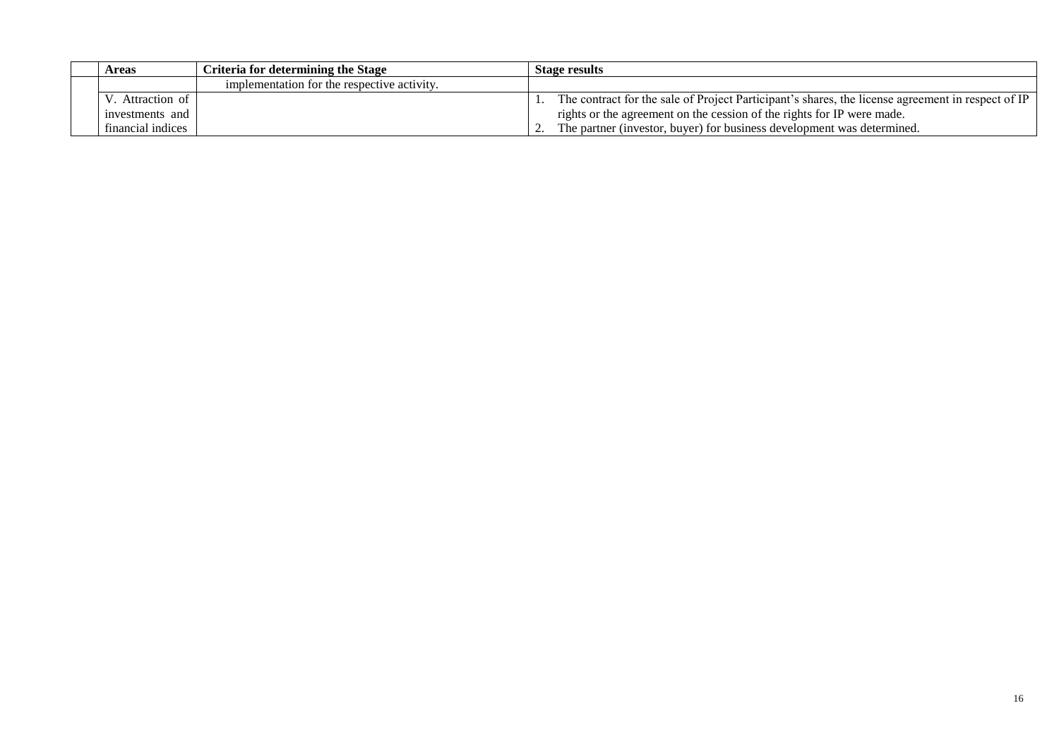| | Areas | Criteria for determining the Stage | Stage results |
|---|---|---|---|
| | | implementation for the respective activity. | |
| | V. Attraction of investments and financial indices | | 1. The contract for the sale of Project Participant's shares, the license agreement in respect of IP rights or the agreement on the cession of the rights for IP were made.<br>2. The partner (investor, buyer) for business development was determined. |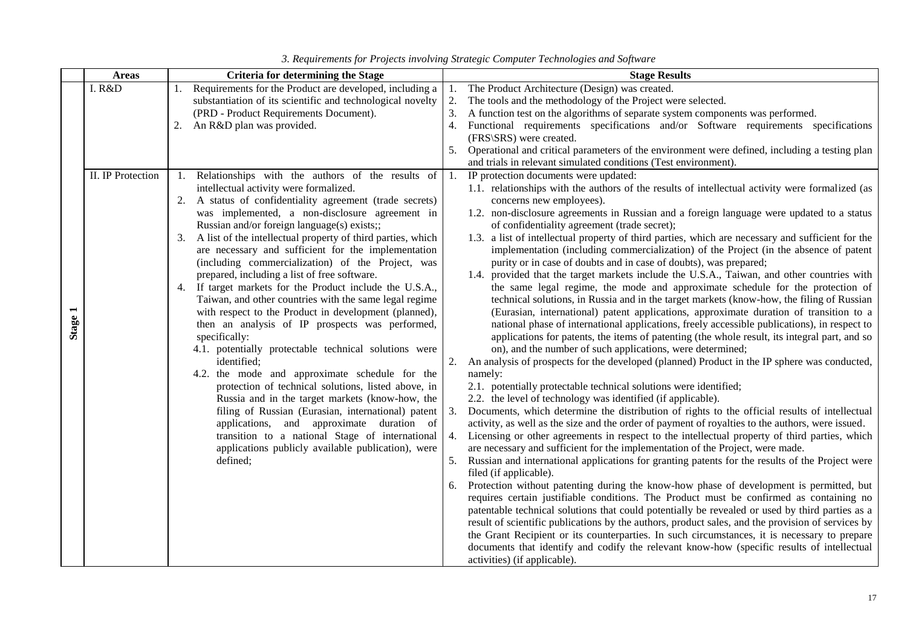*3. Requirements for Projects involving Strategic Computer Technologies and Software*

| | Areas | Criteria for determining the Stage | Stage Results |
|---|---|---|---|
| Stage 1 | I. R&D | 1. Requirements for the Product are developed, including a substantiation of its scientific and technological novelty (PRD - Product Requirements Document).<br>2. An R&D plan was provided. | 1. The Product Architecture (Design) was created.<br>2. The tools and the methodology of the Project were selected.<br>3. A function test on the algorithms of separate system components was performed.<br>4. Functional requirements specifications and/or Software requirements specifications (FRS\SRS) were created.<br>5. Operational and critical parameters of the environment were defined, including a testing plan and trials in relevant simulated conditions (Test environment). |
| | II. IP Protection | 1. Relationships with the authors of the results of intellectual activity were formalized.<br>2. A status of confidentiality agreement (trade secrets) was implemented, a non-disclosure agreement in Russian and/or foreign language(s) exists;;<br>3. A list of the intellectual property of third parties, which are necessary and sufficient for the implementation (including commercialization) of the Project, was prepared, including a list of free software.<br>4. If target markets for the Product include the U.S.A., Taiwan, and other countries with the same legal regime with respect to the Product in development (planned), then an analysis of IP prospects was performed, specifically:<br>4.1. potentially protectable technical solutions were identified;<br>4.2. the mode and approximate schedule for the protection of technical solutions, listed above, in Russia and in the target markets (know-how, the filing of Russian (Eurasian, international) patent applications, and approximate duration of transition to a national Stage of international applications publicly available publication), were defined; | 1. IP protection documents were updated:<br>1.1. relationships with the authors of the results of intellectual activity were formalized (as concerns new employees).<br>1.2. non-disclosure agreements in Russian and a foreign language were updated to a status of confidentiality agreement (trade secret);<br>1.3. a list of intellectual property of third parties, which are necessary and sufficient for the implementation (including commercialization) of the Project (in the absence of patent purity or in case of doubts and in case of doubts), was prepared;<br>1.4. provided that the target markets include the U.S.A., Taiwan, and other countries with the same legal regime, the mode and approximate schedule for the protection of technical solutions, in Russia and in the target markets (know-how, the filing of Russian (Eurasian, international) patent applications, approximate duration of transition to a national phase of international applications, freely accessible publications), in respect to applications for patents, the items of patenting (the whole result, its integral part, and so on), and the number of such applications, were determined;<br>2. An analysis of prospects for the developed (planned) Product in the IP sphere was conducted, namely:<br>2.1. potentially protectable technical solutions were identified;<br>2.2. the level of technology was identified (if applicable).<br>3. Documents, which determine the distribution of rights to the official results of intellectual activity, as well as the size and the order of payment of royalties to the authors, were issued.<br>4. Licensing or other agreements in respect to the intellectual property of third parties, which are necessary and sufficient for the implementation of the Project, were made.<br>5. Russian and international applications for granting patents for the results of the Project were filed (if applicable).<br>6. Protection without patenting during the know-how phase of development is permitted, but requires certain justifiable conditions. The Product must be confirmed as containing no patentable technical solutions that could potentially be revealed or used by third parties as a result of scientific publications by the authors, product sales, and the provision of services by the Grant Recipient or its counterparties. In such circumstances, it is necessary to prepare documents that identify and codify the relevant know-how (specific results of intellectual activities) (if applicable). |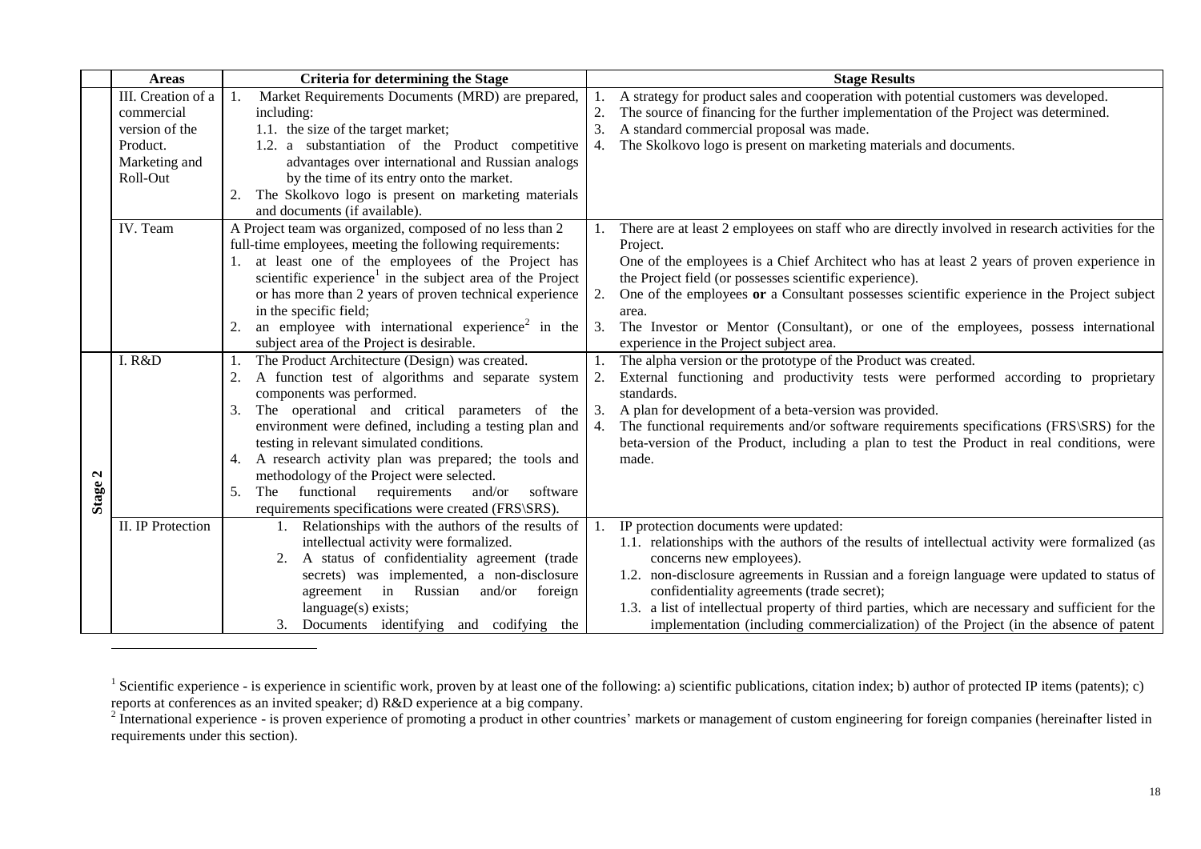| | Areas | Criteria for determining the Stage | Stage Results |
|---|---|---|---|
| | III. Creation of a commercial version of the Product. Marketing and Roll-Out | 1. Market Requirements Documents (MRD) are prepared, including:<br>1.1. the size of the target market;<br>1.2. a substantiation of the Product competitive advantages over international and Russian analogs by the time of its entry onto the market.<br>2. The Skolkovo logo is present on marketing materials and documents (if available). | 1. A strategy for product sales and cooperation with potential customers was developed.<br>2. The source of financing for the further implementation of the Project was determined.<br>3. A standard commercial proposal was made.<br>4. The Skolkovo logo is present on marketing materials and documents. |
| | IV. Team | A Project team was organized, composed of no less than 2 full-time employees, meeting the following requirements:<br>1. at least one of the employees of the Project has scientific experience[1] in the subject area of the Project or has more than 2 years of proven technical experience in the specific field;<br>2. an employee with international experience[2] in the subject area of the Project is desirable. | 1. There are at least 2 employees on staff who are directly involved in research activities for the Project.<br>One of the employees is a Chief Architect who has at least 2 years of proven experience in the Project field (or possesses scientific experience).<br>2. One of the employees **or** a Consultant possesses scientific experience in the Project subject area.<br>3. The Investor or Mentor (Consultant), or one of the employees, possess international experience in the Project subject area. |
| Stage 2 | I. R&D | 1. The Product Architecture (Design) was created.<br>2. A function test of algorithms and separate system components was performed.<br>3. The operational and critical parameters of the environment were defined, including a testing plan and testing in relevant simulated conditions.<br>4. A research activity plan was prepared; the tools and methodology of the Project were selected.<br>5. The functional requirements and/or software requirements specifications were created (FRS\SRS). | 1. The alpha version or the prototype of the Product was created.<br>2. External functioning and productivity tests were performed according to proprietary standards.<br>3. A plan for development of a beta-version was provided.<br>4. The functional requirements and/or software requirements specifications (FRS\SRS) for the beta-version of the Product, including a plan to test the Product in real conditions, were made. |
| | II. IP Protection | 1. Relationships with the authors of the results of intellectual activity were formalized.<br>2. A status of confidentiality agreement (trade secrets) was implemented, a non-disclosure agreement in Russian and/or foreign language(s) exists;<br>3. Documents identifying and codifying the | 1. IP protection documents were updated:<br>1.1. relationships with the authors of the results of intellectual activity were formalized (as concerns new employees).<br>1.2. non-disclosure agreements in Russian and a foreign language were updated to status of confidentiality agreements (trade secret);<br>1.3. a list of intellectual property of third parties, which are necessary and sufficient for the implementation (including commercialization) of the Project (in the absence of patent |

[1] Scientific experience - is experience in scientific work, proven by at least one of the following: a) scientific publications, citation index; b) author of protected IP items (patents); c) reports at conferences as an invited speaker; d) R&D experience at a big company.

[2] International experience - is proven experience of promoting a product in other countries' markets or management of custom engineering for foreign companies (hereinafter listed in requirements under this section).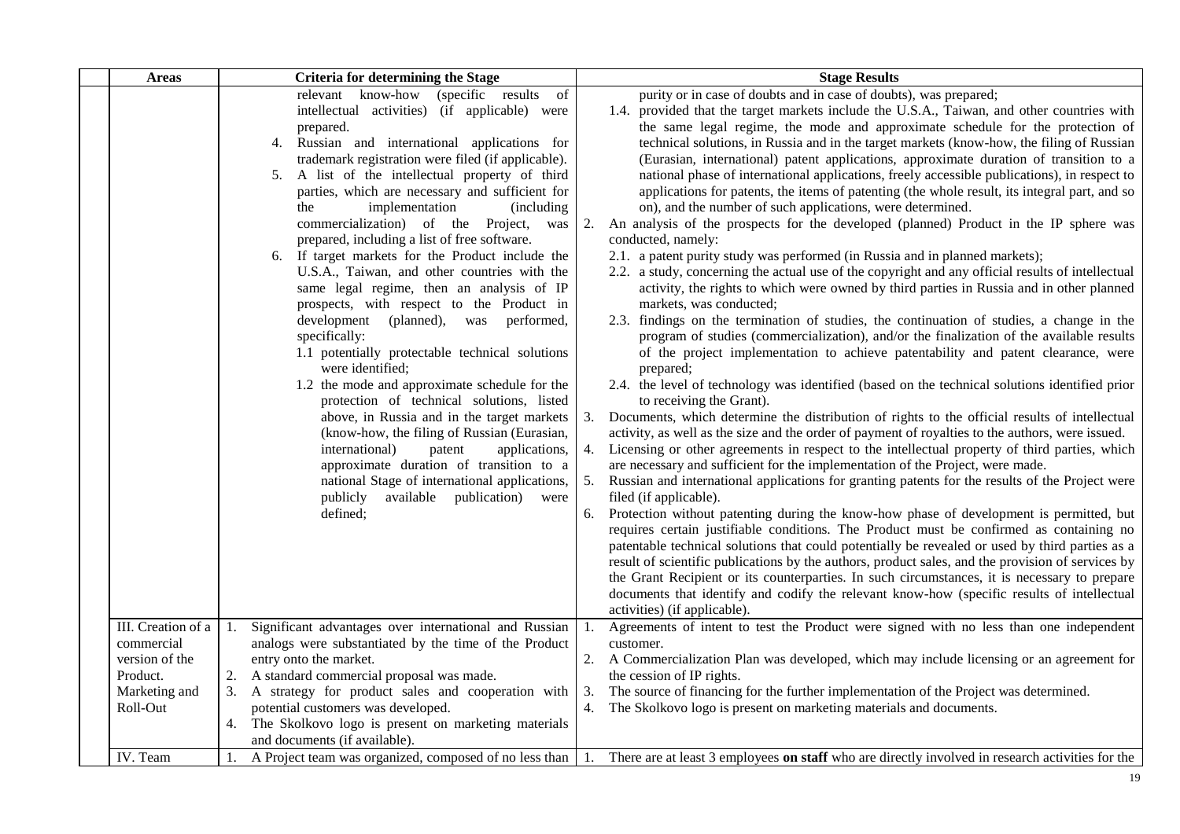| | Areas | Criteria for determining the Stage | Stage Results |
|---|---|---|---|
| | | relevant know-how (specific results of intellectual activities) (if applicable) were prepared.<br>4. Russian and international applications for trademark registration were filed (if applicable).<br>5. A list of the intellectual property of third parties, which are necessary and sufficient for the implementation (including commercialization) of the Project, was prepared, including a list of free software.<br>6. If target markets for the Product include the U.S.A., Taiwan, and other countries with the same legal regime, then an analysis of IP prospects, with respect to the Product in development (planned), was performed, specifically:<br>1.1 potentially protectable technical solutions were identified;<br>1.2 the mode and approximate schedule for the protection of technical solutions, listed above, in Russia and in the target markets (know-how, the filing of Russian (Eurasian, international) patent applications, approximate duration of transition to a national Stage of international applications, publicly available publication) were defined; | purity or in case of doubts and in case of doubts), was prepared;<br>1.4. provided that the target markets include the U.S.A., Taiwan, and other countries with the same legal regime, the mode and approximate schedule for the protection of technical solutions, in Russia and in the target markets (know-how, the filing of Russian (Eurasian, international) patent applications, approximate duration of transition to a national phase of international applications, freely accessible publications), in respect to applications for patents, the items of patenting (the whole result, its integral part, and so on), and the number of such applications, were determined.<br>2. An analysis of the prospects for the developed (planned) Product in the IP sphere was conducted, namely:<br>2.1. a patent purity study was performed (in Russia and in planned markets);<br>2.2. a study, concerning the actual use of the copyright and any official results of intellectual activity, the rights to which were owned by third parties in Russia and in other planned markets, was conducted;<br>2.3. findings on the termination of studies, the continuation of studies, a change in the program of studies (commercialization), and/or the finalization of the available results of the project implementation to achieve patentability and patent clearance, were prepared;<br>2.4. the level of technology was identified (based on the technical solutions identified prior to receiving the Grant).<br>3. Documents, which determine the distribution of rights to the official results of intellectual activity, as well as the size and the order of payment of royalties to the authors, were issued.<br>4. Licensing or other agreements in respect to the intellectual property of third parties, which are necessary and sufficient for the implementation of the Project, were made.<br>5. Russian and international applications for granting patents for the results of the Project were filed (if applicable).<br>6. Protection without patenting during the know-how phase of development is permitted, but requires certain justifiable conditions. The Product must be confirmed as containing no patentable technical solutions that could potentially be revealed or used by third parties as a result of scientific publications by the authors, product sales, and the provision of services by the Grant Recipient or its counterparties. In such circumstances, it is necessary to prepare documents that identify and codify the relevant know-how (specific results of intellectual activities) (if applicable). |
| | III. Creation of a commercial version of the Product. Marketing and Roll-Out | 1. Significant advantages over international and Russian analogs were substantiated by the time of the Product entry onto the market.<br>2. A standard commercial proposal was made.<br>3. A strategy for product sales and cooperation with potential customers was developed.<br>4. The Skolkovo logo is present on marketing materials and documents (if available). | 1. Agreements of intent to test the Product were signed with no less than one independent customer.<br>2. A Commercialization Plan was developed, which may include licensing or an agreement for the cession of IP rights.<br>3. The source of financing for the further implementation of the Project was determined.<br>4. The Skolkovo logo is present on marketing materials and documents. |
| | IV. Team | 1. A Project team was organized, composed of no less than | 1. There are at least 3 employees **on staff** who are directly involved in research activities for the |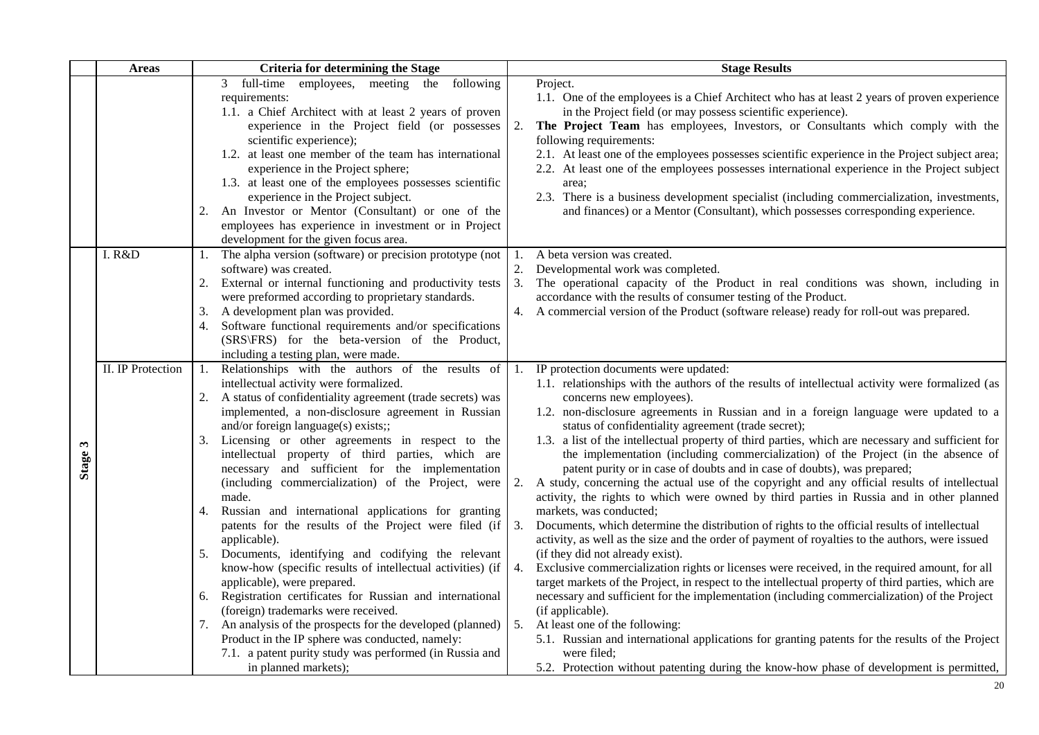| | Areas | Criteria for determining the Stage | Stage Results |
|---|---|---|---|
| | | 3 full-time employees, meeting the following requirements:<br>1.1. a Chief Architect with at least 2 years of proven experience in the Project field (or possesses scientific experience);<br>1.2. at least one member of the team has international experience in the Project sphere;<br>1.3. at least one of the employees possesses scientific experience in the Project subject.<br>2. An Investor or Mentor (Consultant) or one of the employees has experience in investment or in Project development for the given focus area. | Project.<br>1.1. One of the employees is a Chief Architect who has at least 2 years of proven experience in the Project field (or may possess scientific experience).<br>2. **The Project Team** has employees, Investors, or Consultants which comply with the following requirements:<br>2.1. At least one of the employees possesses scientific experience in the Project subject area;<br>2.2. At least one of the employees possesses international experience in the Project subject area;<br>2.3. There is a business development specialist (including commercialization, investments, and finances) or a Mentor (Consultant), which possesses corresponding experience. |
| **Stage 3** | I. R&D | 1. The alpha version (software) or precision prototype (not software) was created.<br>2. External or internal functioning and productivity tests were preformed according to proprietary standards.<br>3. A development plan was provided.<br>4. Software functional requirements and/or specifications (SRS\FRS) for the beta-version of the Product, including a testing plan, were made. | 1. A beta version was created.<br>2. Developmental work was completed.<br>3. The operational capacity of the Product in real conditions was shown, including in accordance with the results of consumer testing of the Product.<br>4. A commercial version of the Product (software release) ready for roll-out was prepared. |
| | II. IP Protection | 1. Relationships with the authors of the results of intellectual activity were formalized.<br>2. A status of confidentiality agreement (trade secrets) was implemented, a non-disclosure agreement in Russian and/or foreign language(s) exists;;<br>3. Licensing or other agreements in respect to the intellectual property of third parties, which are necessary and sufficient for the implementation (including commercialization) of the Project, were made.<br>4. Russian and international applications for granting patents for the results of the Project were filed (if applicable).<br>5. Documents, identifying and codifying the relevant know-how (specific results of intellectual activities) (if applicable), were prepared.<br>6. Registration certificates for Russian and international (foreign) trademarks were received.<br>7. An analysis of the prospects for the developed (planned) Product in the IP sphere was conducted, namely:<br>7.1. a patent purity study was performed (in Russia and in planned markets); | 1. IP protection documents were updated:<br>1.1. relationships with the authors of the results of intellectual activity were formalized (as concerns new employees).<br>1.2. non-disclosure agreements in Russian and in a foreign language were updated to a status of confidentiality agreement (trade secret);<br>1.3. a list of the intellectual property of third parties, which are necessary and sufficient for the implementation (including commercialization) of the Project (in the absence of patent purity or in case of doubts and in case of doubts), was prepared;<br>2. A study, concerning the actual use of the copyright and any official results of intellectual activity, the rights to which were owned by third parties in Russia and in other planned markets, was conducted;<br>3. Documents, which determine the distribution of rights to the official results of intellectual activity, as well as the size and the order of payment of royalties to the authors, were issued (if they did not already exist).<br>4. Exclusive commercialization rights or licenses were received, in the required amount, for all target markets of the Project, in respect to the intellectual property of third parties, which are necessary and sufficient for the implementation (including commercialization) of the Project (if applicable).<br>5. At least one of the following:<br>5.1. Russian and international applications for granting patents for the results of the Project were filed;<br>5.2. Protection without patenting during the know-how phase of development is permitted, |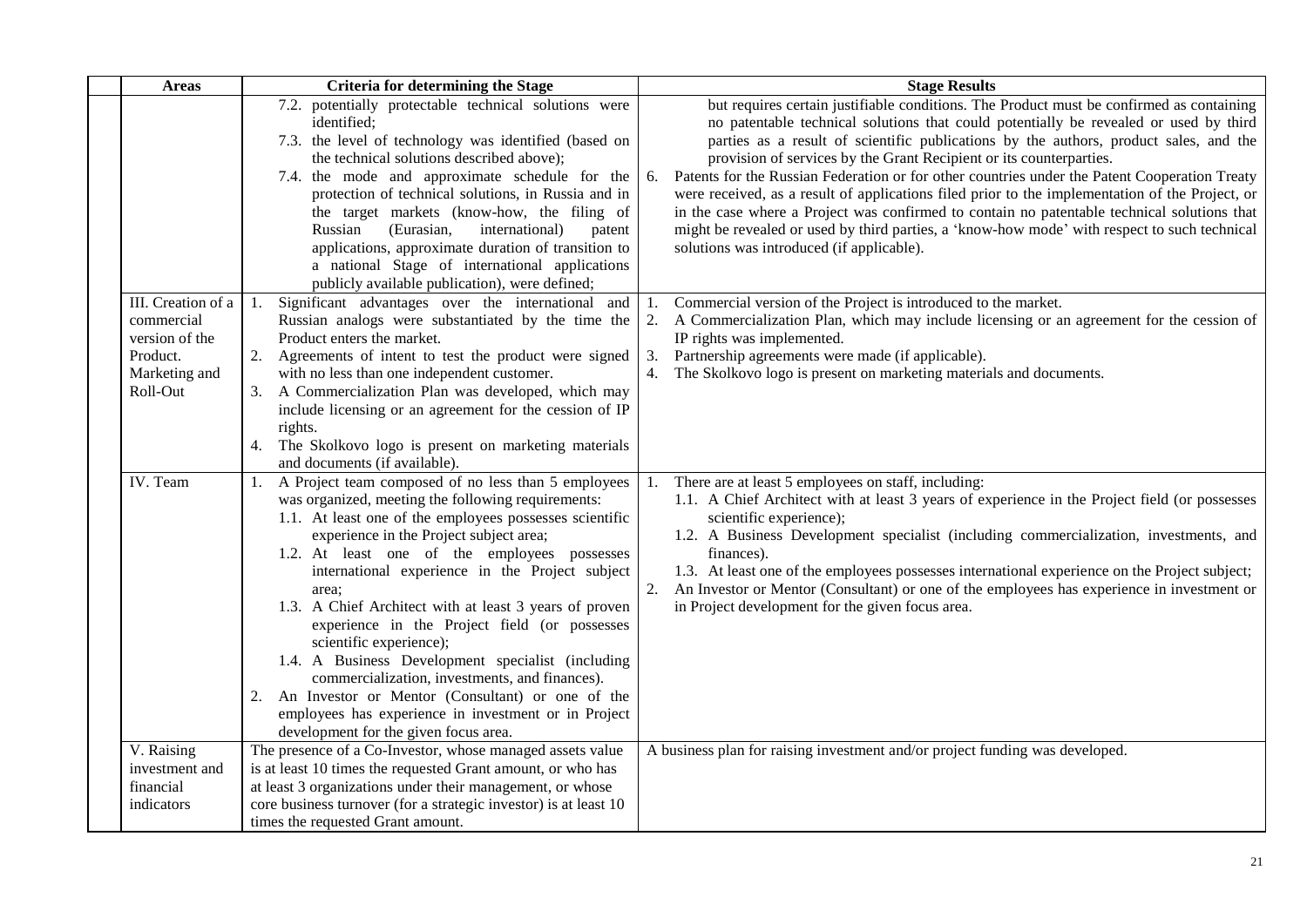| Areas | Criteria for determining the Stage | Stage Results |
|---|---|---|
| | 7.2. potentially protectable technical solutions were identified;<br>7.3. the level of technology was identified (based on the technical solutions described above);<br>7.4. the mode and approximate schedule for the protection of technical solutions, in Russia and in the target markets (know-how, the filing of Russian (Eurasian, international) patent applications, approximate duration of transition to a national Stage of international applications publicly available publication), were defined; | but requires certain justifiable conditions. The Product must be confirmed as containing no patentable technical solutions that could potentially be revealed or used by third parties as a result of scientific publications by the authors, product sales, and the provision of services by the Grant Recipient or its counterparties.<br>6. Patents for the Russian Federation or for other countries under the Patent Cooperation Treaty were received, as a result of applications filed prior to the implementation of the Project, or in the case where a Project was confirmed to contain no patentable technical solutions that might be revealed or used by third parties, a 'know-how mode' with respect to such technical solutions was introduced (if applicable). |
| III. Creation of a commercial version of the Product. Marketing and Roll-Out | 1. Significant advantages over the international and Russian analogs were substantiated by the time the Product enters the market.<br>2. Agreements of intent to test the product were signed with no less than one independent customer.<br>3. A Commercialization Plan was developed, which may include licensing or an agreement for the cession of IP rights.<br>4. The Skolkovo logo is present on marketing materials and documents (if available). | 1. Commercial version of the Project is introduced to the market.<br>2. A Commercialization Plan, which may include licensing or an agreement for the cession of IP rights was implemented.<br>3. Partnership agreements were made (if applicable).<br>4. The Skolkovo logo is present on marketing materials and documents. |
| IV. Team | 1. A Project team composed of no less than 5 employees was organized, meeting the following requirements:<br>1.1. At least one of the employees possesses scientific experience in the Project subject area;<br>1.2. At least one of the employees possesses international experience in the Project subject area;<br>1.3. A Chief Architect with at least 3 years of proven experience in the Project field (or possesses scientific experience);<br>1.4. A Business Development specialist (including commercialization, investments, and finances).<br>2. An Investor or Mentor (Consultant) or one of the employees has experience in investment or in Project development for the given focus area. | 1. There are at least 5 employees on staff, including:<br>1.1. A Chief Architect with at least 3 years of experience in the Project field (or possesses scientific experience);<br>1.2. A Business Development specialist (including commercialization, investments, and finances).<br>1.3. At least one of the employees possesses international experience on the Project subject;<br>2. An Investor or Mentor (Consultant) or one of the employees has experience in investment or in Project development for the given focus area. |
| V. Raising investment and financial indicators | The presence of a Co-Investor, whose managed assets value is at least 10 times the requested Grant amount, or who has at least 3 organizations under their management, or whose core business turnover (for a strategic investor) is at least 10 times the requested Grant amount. | A business plan for raising investment and/or project funding was developed. |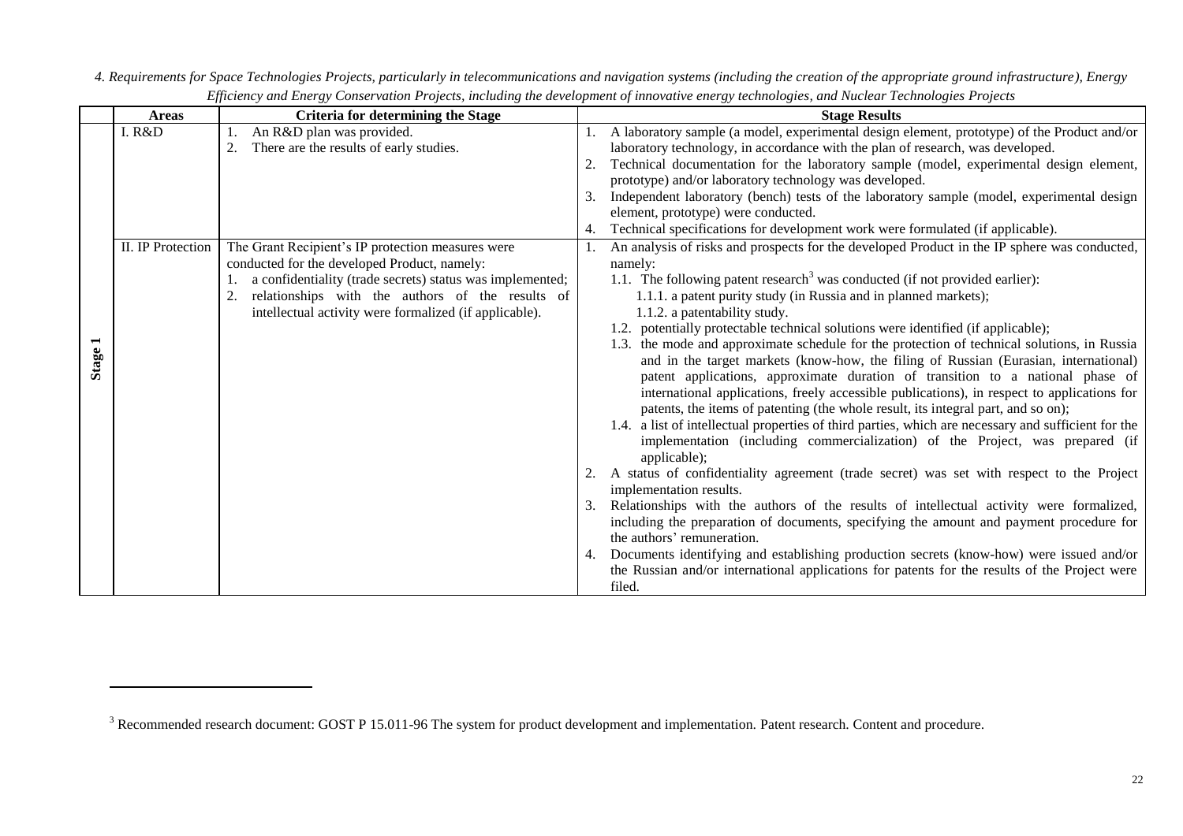*4. Requirements for Space Technologies Projects, particularly in telecommunications and navigation systems (including the creation of the appropriate ground infrastructure), Energy Efficiency and Energy Conservation Projects, including the development of innovative energy technologies, and Nuclear Technologies Projects*

| | Areas | Criteria for determining the Stage | Stage Results |
|---|---|---|---|
| Stage 1 | I. R&D | 1. An R&D plan was provided.<br>2. There are the results of early studies. | 1. A laboratory sample (a model, experimental design element, prototype) of the Product and/or laboratory technology, in accordance with the plan of research, was developed.<br>2. Technical documentation for the laboratory sample (model, experimental design element, prototype) and/or laboratory technology was developed.<br>3. Independent laboratory (bench) tests of the laboratory sample (model, experimental design element, prototype) were conducted.<br>4. Technical specifications for development work were formulated (if applicable). |
| | II. IP Protection | The Grant Recipient's IP protection measures were conducted for the developed Product, namely:<br>1. a confidentiality (trade secrets) status was implemented;<br>2. relationships with the authors of the results of intellectual activity were formalized (if applicable). | 1. An analysis of risks and prospects for the developed Product in the IP sphere was conducted, namely:<br>1.1. The following patent research[3] was conducted (if not provided earlier):<br>1.1.1. a patent purity study (in Russia and in planned markets);<br>1.1.2. a patentability study.<br>1.2. potentially protectable technical solutions were identified (if applicable);<br>1.3. the mode and approximate schedule for the protection of technical solutions, in Russia and in the target markets (know-how, the filing of Russian (Eurasian, international) patent applications, approximate duration of transition to a national phase of international applications, freely accessible publications), in respect to applications for patents, the items of patenting (the whole result, its integral part, and so on);<br>1.4. a list of intellectual properties of third parties, which are necessary and sufficient for the implementation (including commercialization) of the Project, was prepared (if applicable);<br>2. A status of confidentiality agreement (trade secret) was set with respect to the Project implementation results.<br>3. Relationships with the authors of the results of intellectual activity were formalized, including the preparation of documents, specifying the amount and payment procedure for the authors' remuneration.<br>4. Documents identifying and establishing production secrets (know-how) were issued and/or the Russian and/or international applications for patents for the results of the Project were filed. |

[3] Recommended research document: GOST P 15.011-96 The system for product development and implementation. Patent research. Content and procedure.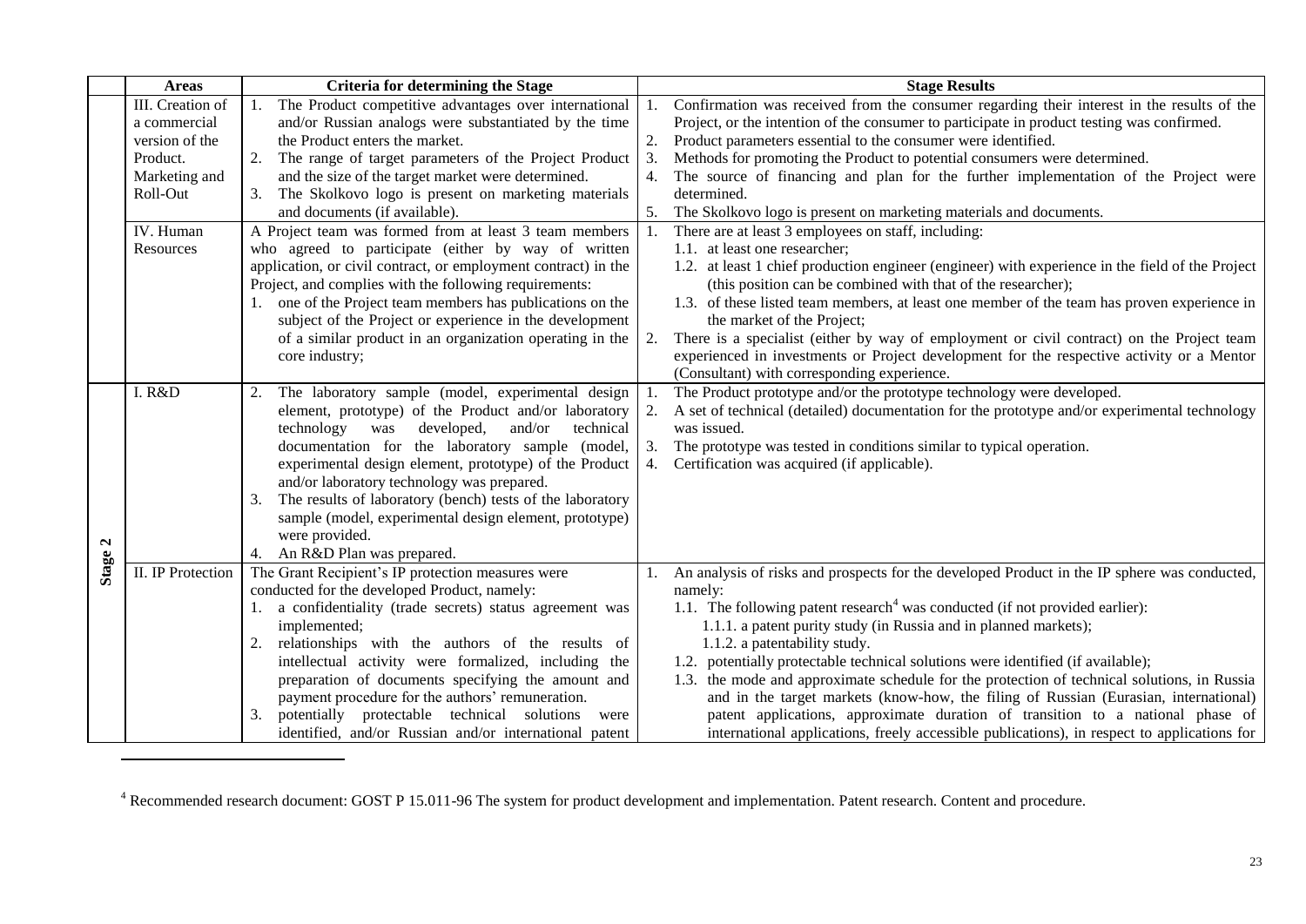| | Areas | Criteria for determining the Stage | Stage Results |
|---|---|---|---|
| | III. Creation of a commercial version of the Product. Marketing and Roll-Out | 1. The Product competitive advantages over international and/or Russian analogs were substantiated by the time the Product enters the market.<br>2. The range of target parameters of the Project Product and the size of the target market were determined.<br>3. The Skolkovo logo is present on marketing materials and documents (if available). | 1. Confirmation was received from the consumer regarding their interest in the results of the Project, or the intention of the consumer to participate in product testing was confirmed.<br>2. Product parameters essential to the consumer were identified.<br>3. Methods for promoting the Product to potential consumers were determined.<br>4. The source of financing and plan for the further implementation of the Project were determined.<br>5. The Skolkovo logo is present on marketing materials and documents. |
| | IV. Human Resources | A Project team was formed from at least 3 team members who agreed to participate (either by way of written application, or civil contract, or employment contract) in the Project, and complies with the following requirements:<br>1. one of the Project team members has publications on the subject of the Project or experience in the development of a similar product in an organization operating in the core industry; | 1. There are at least 3 employees on staff, including:<br>1.1. at least one researcher;<br>1.2. at least 1 chief production engineer (engineer) with experience in the field of the Project (this position can be combined with that of the researcher);<br>1.3. of these listed team members, at least one member of the team has proven experience in the market of the Project;<br>2. There is a specialist (either by way of employment or civil contract) on the Project team experienced in investments or Project development for the respective activity or a Mentor (Consultant) with corresponding experience. |
| Stage 2 | I. R&D | 2. The laboratory sample (model, experimental design element, prototype) of the Product and/or laboratory technology was developed, and/or technical documentation for the laboratory sample (model, experimental design element, prototype) of the Product and/or laboratory technology was prepared.<br>3. The results of laboratory (bench) tests of the laboratory sample (model, experimental design element, prototype) were provided.<br>4. An R&D Plan was prepared. | 1. The Product prototype and/or the prototype technology were developed.<br>2. A set of technical (detailed) documentation for the prototype and/or experimental technology was issued.<br>3. The prototype was tested in conditions similar to typical operation.<br>4. Certification was acquired (if applicable). |
| | II. IP Protection | The Grant Recipient's IP protection measures were conducted for the developed Product, namely:<br>1. a confidentiality (trade secrets) status agreement was implemented;<br>2. relationships with the authors of the results of intellectual activity were formalized, including the preparation of documents specifying the amount and payment procedure for the authors' remuneration.<br>3. potentially protectable technical solutions were identified, and/or Russian and/or international patent | 1. An analysis of risks and prospects for the developed Product in the IP sphere was conducted, namely:<br>1.1. The following patent research[4] was conducted (if not provided earlier):<br>1.1.1. a patent purity study (in Russia and in planned markets);<br>1.1.2. a patentability study.<br>1.2. potentially protectable technical solutions were identified (if available);<br>1.3. the mode and approximate schedule for the protection of technical solutions, in Russia and in the target markets (know-how, the filing of Russian (Eurasian, international) patent applications, approximate duration of transition to a national phase of international applications, freely accessible publications), in respect to applications for |

[4] Recommended research document: GOST P 15.011-96 The system for product development and implementation. Patent research. Content and procedure.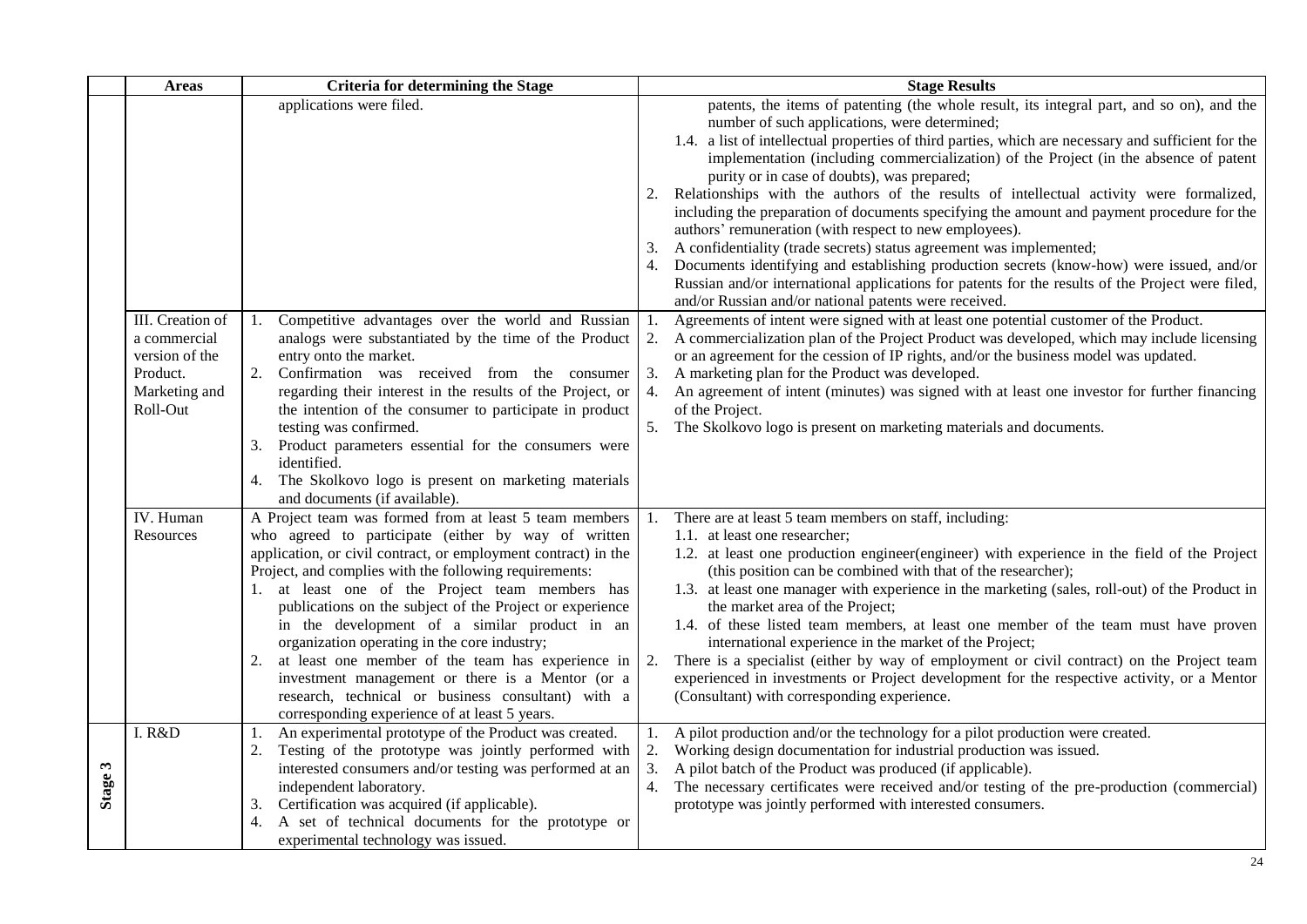| | Areas | Criteria for determining the Stage | Stage Results |
|---|---|---|---|
| | | applications were filed. | patents, the items of patenting (the whole result, its integral part, and so on), and the number of such applications, were determined;<br>1.4. a list of intellectual properties of third parties, which are necessary and sufficient for the implementation (including commercialization) of the Project (in the absence of patent purity or in case of doubts), was prepared;<br>2. Relationships with the authors of the results of intellectual activity were formalized, including the preparation of documents specifying the amount and payment procedure for the authors' remuneration (with respect to new employees).<br>3. A confidentiality (trade secrets) status agreement was implemented;<br>4. Documents identifying and establishing production secrets (know-how) were issued, and/or Russian and/or international applications for patents for the results of the Project were filed, and/or Russian and/or national patents were received. |
| | III. Creation of a commercial version of the Product. Marketing and Roll-Out | 1. Competitive advantages over the world and Russian analogs were substantiated by the time of the Product entry onto the market.<br>2. Confirmation was received from the consumer regarding their interest in the results of the Project, or the intention of the consumer to participate in product testing was confirmed.<br>3. Product parameters essential for the consumers were identified.<br>4. The Skolkovo logo is present on marketing materials and documents (if available). | 1. Agreements of intent were signed with at least one potential customer of the Product.<br>2. A commercialization plan of the Project Product was developed, which may include licensing or an agreement for the cession of IP rights, and/or the business model was updated.<br>3. A marketing plan for the Product was developed.<br>4. An agreement of intent (minutes) was signed with at least one investor for further financing of the Project.<br>5. The Skolkovo logo is present on marketing materials and documents. |
| | IV. Human Resources | A Project team was formed from at least 5 team members who agreed to participate (either by way of written application, or civil contract, or employment contract) in the Project, and complies with the following requirements:<br>1. at least one of the Project team members has publications on the subject of the Project or experience in the development of a similar product in an organization operating in the core industry;<br>2. at least one member of the team has experience in investment management or there is a Mentor (or a research, technical or business consultant) with a corresponding experience of at least 5 years. | 1. There are at least 5 team members on staff, including:<br>1.1. at least one researcher;<br>1.2. at least one production engineer(engineer) with experience in the field of the Project (this position can be combined with that of the researcher);<br>1.3. at least one manager with experience in the marketing (sales, roll-out) of the Product in the market area of the Project;<br>1.4. of these listed team members, at least one member of the team must have proven international experience in the market of the Project;<br>2. There is a specialist (either by way of employment or civil contract) on the Project team experienced in investments or Project development for the respective activity, or a Mentor (Consultant) with corresponding experience. |
| Stage 3 | I. R&D | 1. An experimental prototype of the Product was created.<br>2. Testing of the prototype was jointly performed with interested consumers and/or testing was performed at an independent laboratory.<br>3. Certification was acquired (if applicable).<br>4. A set of technical documents for the prototype or experimental technology was issued. | 1. A pilot production and/or the technology for a pilot production were created.<br>2. Working design documentation for industrial production was issued.<br>3. A pilot batch of the Product was produced (if applicable).<br>4. The necessary certificates were received and/or testing of the pre-production (commercial) prototype was jointly performed with interested consumers. |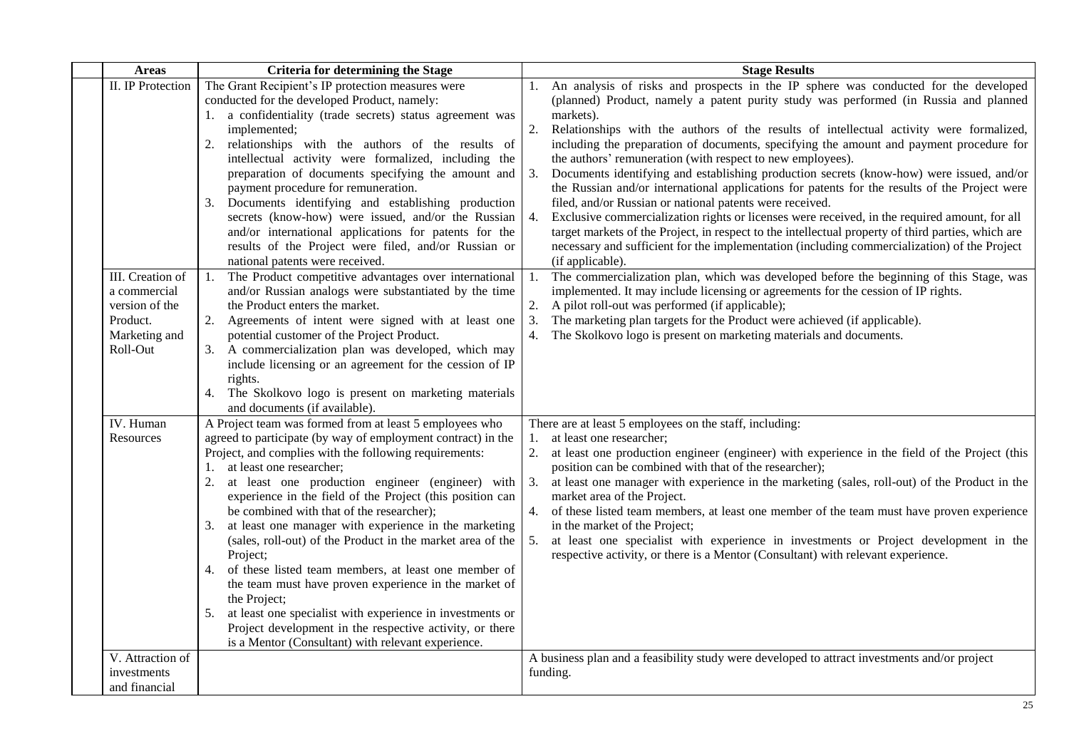| Areas | Criteria for determining the Stage | Stage Results |
|---|---|---|
| II. IP Protection | The Grant Recipient's IP protection measures were conducted for the developed Product, namely:<br>1. a confidentiality (trade secrets) status agreement was implemented;<br>2. relationships with the authors of the results of intellectual activity were formalized, including the preparation of documents specifying the amount and payment procedure for remuneration.<br>3. Documents identifying and establishing production secrets (know-how) were issued, and/or the Russian and/or international applications for patents for the results of the Project were filed, and/or Russian or national patents were received. | 1. An analysis of risks and prospects in the IP sphere was conducted for the developed (planned) Product, namely a patent purity study was performed (in Russia and planned markets).<br>2. Relationships with the authors of the results of intellectual activity were formalized, including the preparation of documents, specifying the amount and payment procedure for the authors' remuneration (with respect to new employees).<br>3. Documents identifying and establishing production secrets (know-how) were issued, and/or the Russian and/or international applications for patents for the results of the Project were filed, and/or Russian or national patents were received.<br>4. Exclusive commercialization rights or licenses were received, in the required amount, for all target markets of the Project, in respect to the intellectual property of third parties, which are necessary and sufficient for the implementation (including commercialization) of the Project (if applicable). |
| III. Creation of a commercial version of the Product. Marketing and Roll-Out | 1. The Product competitive advantages over international and/or Russian analogs were substantiated by the time the Product enters the market.<br>2. Agreements of intent were signed with at least one potential customer of the Project Product.<br>3. A commercialization plan was developed, which may include licensing or an agreement for the cession of IP rights.<br>4. The Skolkovo logo is present on marketing materials and documents (if available). | 1. The commercialization plan, which was developed before the beginning of this Stage, was implemented. It may include licensing or agreements for the cession of IP rights.<br>2. A pilot roll-out was performed (if applicable);<br>3. The marketing plan targets for the Product were achieved (if applicable).<br>4. The Skolkovo logo is present on marketing materials and documents. |
| IV. Human Resources | A Project team was formed from at least 5 employees who agreed to participate (by way of employment contract) in the Project, and complies with the following requirements:<br>1. at least one researcher;<br>2. at least one production engineer (engineer) with experience in the field of the Project (this position can be combined with that of the researcher);<br>3. at least one manager with experience in the marketing (sales, roll-out) of the Product in the market area of the Project;<br>4. of these listed team members, at least one member of the team must have proven experience in the market of the Project;<br>5. at least one specialist with experience in investments or Project development in the respective activity, or there is a Mentor (Consultant) with relevant experience. | There are at least 5 employees on the staff, including:<br>1. at least one researcher;<br>2. at least one production engineer (engineer) with experience in the field of the Project (this position can be combined with that of the researcher);<br>3. at least one manager with experience in the marketing (sales, roll-out) of the Product in the market area of the Project.<br>4. of these listed team members, at least one member of the team must have proven experience in the market of the Project;<br>5. at least one specialist with experience in investments or Project development in the respective activity, or there is a Mentor (Consultant) with relevant experience. |
| V. Attraction of investments and financial | | A business plan and a feasibility study were developed to attract investments and/or project funding. |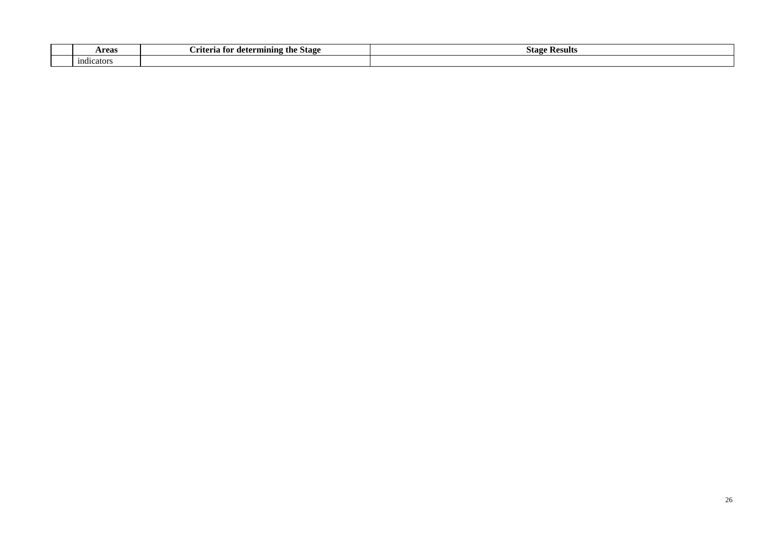| | Areas | Criteria for determining the Stage | Stage Results |
|---|---|---|---|
| | indicators | | |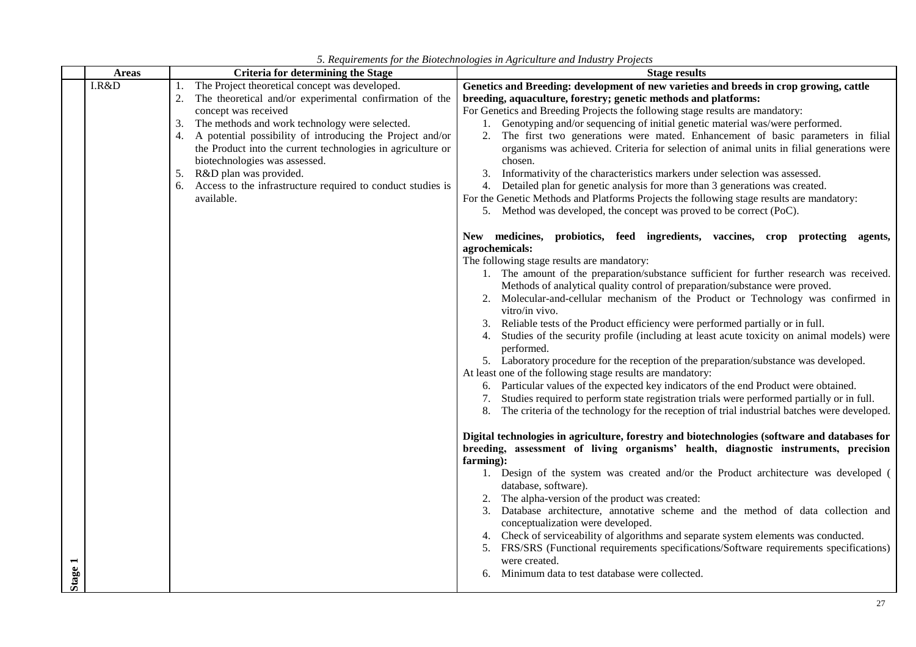*5. Requirements for the Biotechnologies in Agriculture and Industry Projects*

| | Areas | Criteria for determining the Stage | Stage results |
|---|---|---|---|
| Stage 1 | I.R&D | 1. The Project theoretical concept was developed.<br>2. The theoretical and/or experimental confirmation of the concept was received<br>3. The methods and work technology were selected.<br>4. A potential possibility of introducing the Project and/or the Product into the current technologies in agriculture or biotechnologies was assessed.<br>5. R&D plan was provided.<br>6. Access to the infrastructure required to conduct studies is available. | **Genetics and Breeding: development of new varieties and breeds in crop growing, cattle breeding, aquaculture, forestry; genetic methods and platforms:**<br>For Genetics and Breeding Projects the following stage results are mandatory:<br>1. Genotyping and/or sequencing of initial genetic material was/were performed.<br>2. The first two generations were mated. Enhancement of basic parameters in filial organisms was achieved. Criteria for selection of animal units in filial generations were chosen.<br>3. Informativity of the characteristics markers under selection was assessed.<br>4. Detailed plan for genetic analysis for more than 3 generations was created.<br>For the Genetic Methods and Platforms Projects the following stage results are mandatory:<br>5. Method was developed, the concept was proved to be correct (PoC).<br><br>**New medicines, probiotics, feed ingredients, vaccines, crop protecting agents, agrochemicals:**<br>The following stage results are mandatory:<br>1. The amount of the preparation/substance sufficient for further research was received. Methods of analytical quality control of preparation/substance were proved.<br>2. Molecular-and-cellular mechanism of the Product or Technology was confirmed in vitro/in vivo.<br>3. Reliable tests of the Product efficiency were performed partially or in full.<br>4. Studies of the security profile (including at least acute toxicity on animal models) were performed.<br>5. Laboratory procedure for the reception of the preparation/substance was developed.<br>At least one of the following stage results are mandatory:<br>6. Particular values of the expected key indicators of the end Product were obtained.<br>7. Studies required to perform state registration trials were performed partially or in full.<br>8. The criteria of the technology for the reception of trial industrial batches were developed.<br><br>**Digital technologies in agriculture, forestry and biotechnologies (software and databases for breeding, assessment of living organisms' health, diagnostic instruments, precision farming):**<br>1. Design of the system was created and/or the Product architecture was developed ( database, software).<br>2. The alpha-version of the product was created:<br>3. Database architecture, annotative scheme and the method of data collection and conceptualization were developed.<br>4. Check of serviceability of algorithms and separate system elements was conducted.<br>5. FRS/SRS (Functional requirements specifications/Software requirements specifications) were created.<br>6. Minimum data to test database were collected. |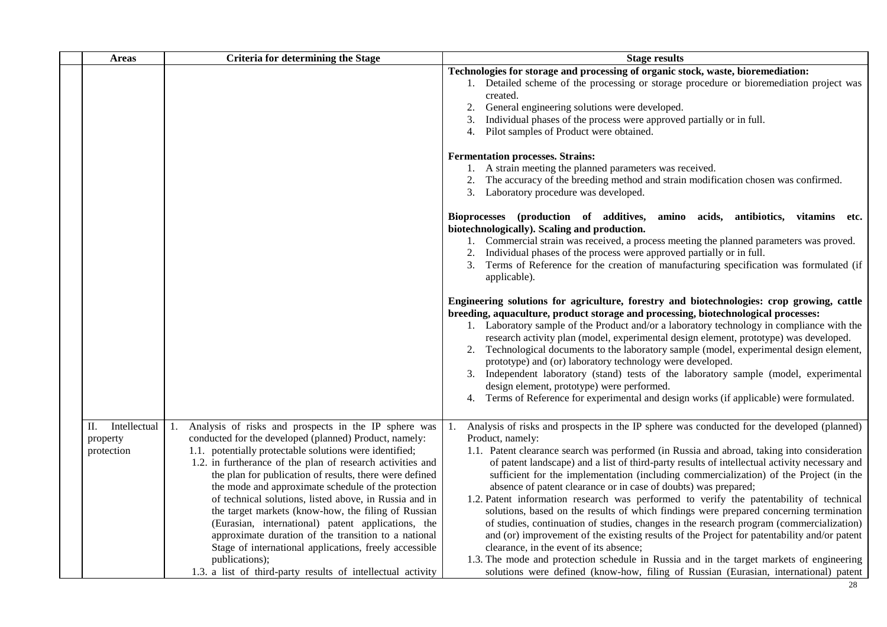| | Areas | Criteria for determining the Stage | Stage results |
|---|---|---|---|
| | | | **Technologies for storage and processing of organic stock, waste, bioremediation:**<br>1. Detailed scheme of the processing or storage procedure or bioremediation project was created.<br>2. General engineering solutions were developed.<br>3. Individual phases of the process were approved partially or in full.<br>4. Pilot samples of Product were obtained.<br><br>**Fermentation processes. Strains:**<br>1. A strain meeting the planned parameters was received.<br>2. The accuracy of the breeding method and strain modification chosen was confirmed.<br>3. Laboratory procedure was developed.<br><br>**Bioprocesses (production of additives, amino acids, antibiotics, vitamins etc. biotechnologically). Scaling and production.**<br>1. Commercial strain was received, a process meeting the planned parameters was proved.<br>2. Individual phases of the process were approved partially or in full.<br>3. Terms of Reference for the creation of manufacturing specification was formulated (if applicable).<br><br>**Engineering solutions for agriculture, forestry and biotechnologies: crop growing, cattle breeding, aquaculture, product storage and processing, biotechnological processes:**<br>1. Laboratory sample of the Product and/or a laboratory technology in compliance with the research activity plan (model, experimental design element, prototype) was developed.<br>2. Technological documents to the laboratory sample (model, experimental design element, prototype) and (or) laboratory technology were developed.<br>3. Independent laboratory (stand) tests of the laboratory sample (model, experimental design element, prototype) were performed.<br>4. Terms of Reference for experimental and design works (if applicable) were formulated. |
| | II. Intellectual property protection | 1. Analysis of risks and prospects in the IP sphere was conducted for the developed (planned) Product, namely:<br>1.1. potentially protectable solutions were identified;<br>1.2. in furtherance of the plan of research activities and the plan for publication of results, there were defined the mode and approximate schedule of the protection of technical solutions, listed above, in Russia and in the target markets (know-how, the filing of Russian (Eurasian, international) patent applications, the approximate duration of the transition to a national Stage of international applications, freely accessible publications);<br>1.3. a list of third-party results of intellectual activity | 1. Analysis of risks and prospects in the IP sphere was conducted for the developed (planned) Product, namely:<br>1.1. Patent clearance search was performed (in Russia and abroad, taking into consideration of patent landscape) and a list of third-party results of intellectual activity necessary and sufficient for the implementation (including commercialization) of the Project (in the absence of patent clearance or in case of doubts) was prepared;<br>1.2. Patent information research was performed to verify the patentability of technical solutions, based on the results of which findings were prepared concerning termination of studies, continuation of studies, changes in the research program (commercialization) and (or) improvement of the existing results of the Project for patentability and/or patent clearance, in the event of its absence;<br>1.3. The mode and protection schedule in Russia and in the target markets of engineering solutions were defined (know-how, filing of Russian (Eurasian, international) patent |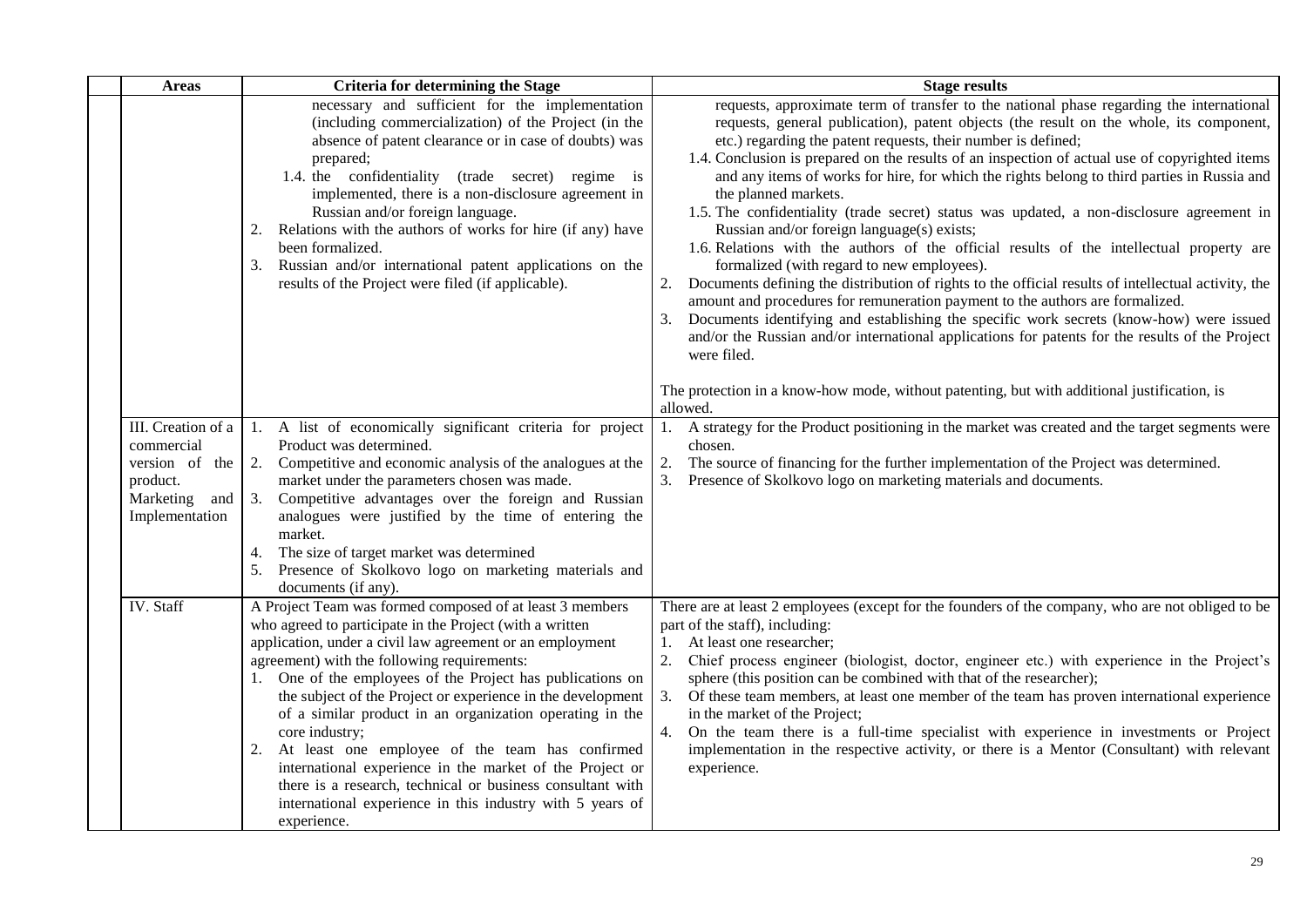| Areas | Criteria for determining the Stage | Stage results |
|---|---|---|
| | necessary and sufficient for the implementation (including commercialization) of the Project (in the absence of patent clearance or in case of doubts) was prepared;<br>1.4. the confidentiality (trade secret) regime is implemented, there is a non-disclosure agreement in Russian and/or foreign language.<br>2. Relations with the authors of works for hire (if any) have been formalized.<br>3. Russian and/or international patent applications on the results of the Project were filed (if applicable). | requests, approximate term of transfer to the national phase regarding the international requests, general publication), patent objects (the result on the whole, its component, etc.) regarding the patent requests, their number is defined;<br>1.4. Conclusion is prepared on the results of an inspection of actual use of copyrighted items and any items of works for hire, for which the rights belong to third parties in Russia and the planned markets.<br>1.5. The confidentiality (trade secret) status was updated, a non-disclosure agreement in Russian and/or foreign language(s) exists;<br>1.6. Relations with the authors of the official results of the intellectual property are formalized (with regard to new employees).<br>2. Documents defining the distribution of rights to the official results of intellectual activity, the amount and procedures for remuneration payment to the authors are formalized.<br>3. Documents identifying and establishing the specific work secrets (know-how) were issued and/or the Russian and/or international applications for patents for the results of the Project were filed.<br><br>The protection in a know-how mode, without patenting, but with additional justification, is allowed. |
| III. Creation of a commercial version of the product. Marketing and Implementation | 1. A list of economically significant criteria for project Product was determined.<br>2. Competitive and economic analysis of the analogues at the market under the parameters chosen was made.<br>3. Competitive advantages over the foreign and Russian analogues were justified by the time of entering the market.<br>4. The size of target market was determined<br>5. Presence of Skolkovo logo on marketing materials and documents (if any). | 1. A strategy for the Product positioning in the market was created and the target segments were chosen.<br>2. The source of financing for the further implementation of the Project was determined.<br>3. Presence of Skolkovo logo on marketing materials and documents. |
| IV. Staff | A Project Team was formed composed of at least 3 members who agreed to participate in the Project (with a written application, under a civil law agreement or an employment agreement) with the following requirements:<br>1. One of the employees of the Project has publications on the subject of the Project or experience in the development of a similar product in an organization operating in the core industry;<br>2. At least one employee of the team has confirmed international experience in the market of the Project or there is a research, technical or business consultant with international experience in this industry with 5 years of experience. | There are at least 2 employees (except for the founders of the company, who are not obliged to be part of the staff), including:<br>1. At least one researcher;<br>2. Chief process engineer (biologist, doctor, engineer etc.) with experience in the Project's sphere (this position can be combined with that of the researcher);<br>3. Of these team members, at least one member of the team has proven international experience in the market of the Project;<br>4. On the team there is a full-time specialist with experience in investments or Project implementation in the respective activity, or there is a Mentor (Consultant) with relevant experience. |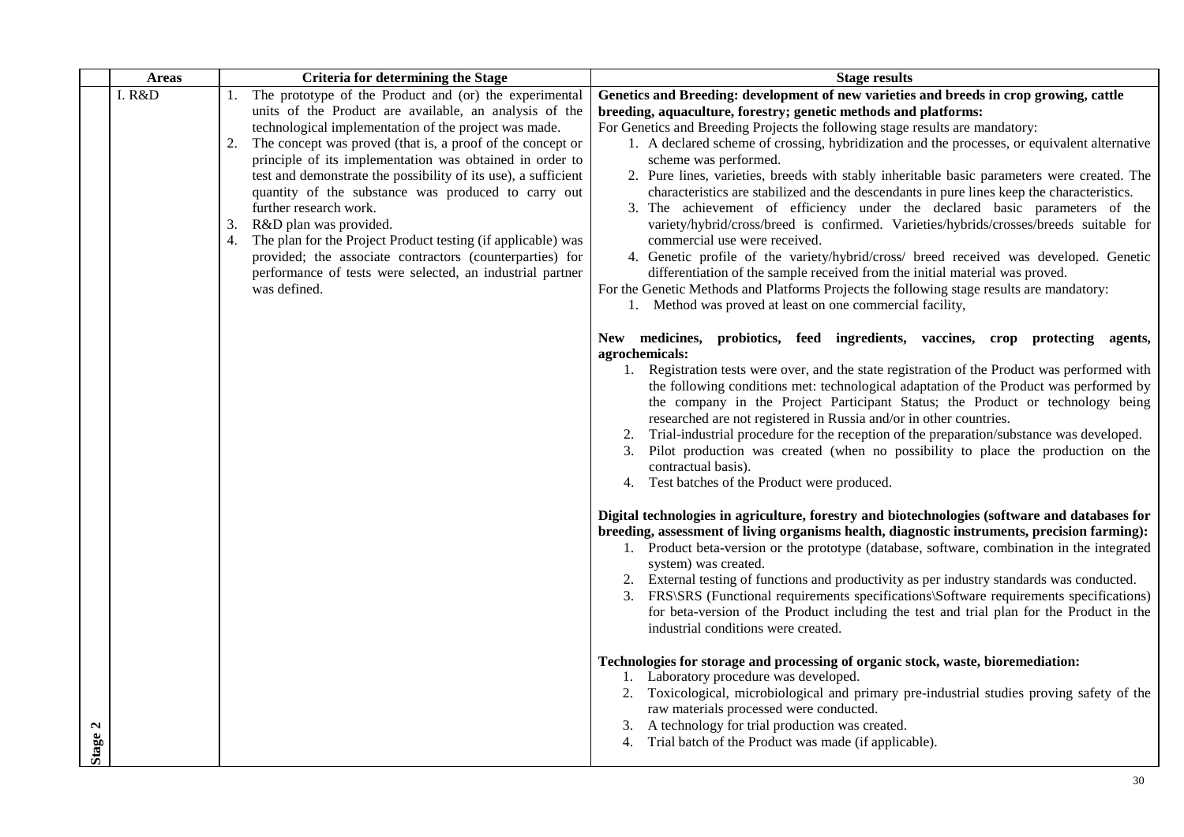|  | Areas | Criteria for determining the Stage | Stage results |
|---|---|---|---|
| Stage 2 | I. R&D | 1. The prototype of the Product and (or) the experimental units of the Product are available, an analysis of the technological implementation of the project was made.<br>2. The concept was proved (that is, a proof of the concept or principle of its implementation was obtained in order to test and demonstrate the possibility of its use), a sufficient quantity of the substance was produced to carry out further research work.<br>3. R&D plan was provided.<br>4. The plan for the Project Product testing (if applicable) was provided; the associate contractors (counterparties) for performance of tests were selected, an industrial partner was defined. | **Genetics and Breeding: development of new varieties and breeds in crop growing, cattle breeding, aquaculture, forestry; genetic methods and platforms:**<br>For Genetics and Breeding Projects the following stage results are mandatory:<br>1. A declared scheme of crossing, hybridization and the processes, or equivalent alternative scheme was performed.<br>2. Pure lines, varieties, breeds with stably inheritable basic parameters were created. The characteristics are stabilized and the descendants in pure lines keep the characteristics.<br>3. The achievement of efficiency under the declared basic parameters of the variety/hybrid/cross/breed is confirmed. Varieties/hybrids/crosses/breeds suitable for commercial use were received.<br>4. Genetic profile of the variety/hybrid/cross/ breed received was developed. Genetic differentiation of the sample received from the initial material was proved.<br>For the Genetic Methods and Platforms Projects the following stage results are mandatory:<br>1. Method was proved at least on one commercial facility,<br><br>**New medicines, probiotics, feed ingredients, vaccines, crop protecting agents, agrochemicals:**<br>1. Registration tests were over, and the state registration of the Product was performed with the following conditions met: technological adaptation of the Product was performed by the company in the Project Participant Status; the Product or technology being researched are not registered in Russia and/or in other countries.<br>2. Trial-industrial procedure for the reception of the preparation/substance was developed.<br>3. Pilot production was created (when no possibility to place the production on the contractual basis).<br>4. Test batches of the Product were produced.<br><br>**Digital technologies in agriculture, forestry and biotechnologies (software and databases for breeding, assessment of living organisms health, diagnostic instruments, precision farming):**<br>1. Product beta-version or the prototype (database, software, combination in the integrated system) was created.<br>2. External testing of functions and productivity as per industry standards was conducted.<br>3. FRS\SRS (Functional requirements specifications\Software requirements specifications) for beta-version of the Product including the test and trial plan for the Product in the industrial conditions were created.<br><br>**Technologies for storage and processing of organic stock, waste, bioremediation:**<br>1. Laboratory procedure was developed.<br>2. Toxicological, microbiological and primary pre-industrial studies proving safety of the raw materials processed were conducted.<br>3. A technology for trial production was created.<br>4. Trial batch of the Product was made (if applicable). |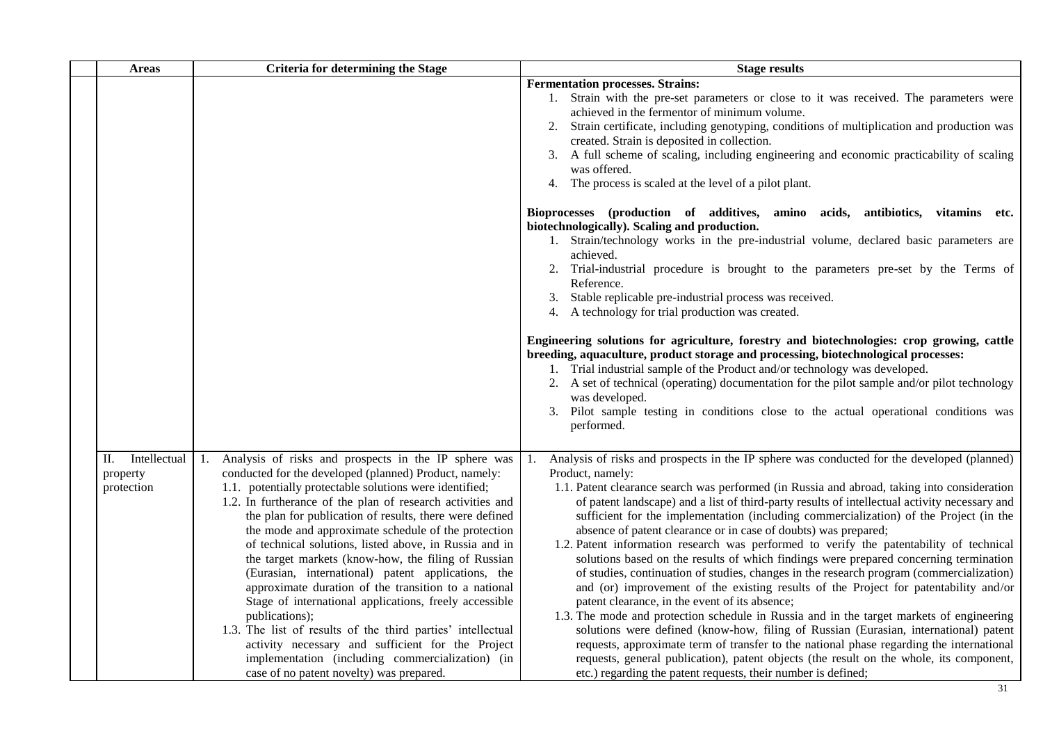| | Areas | Criteria for determining the Stage | Stage results |
|---|---|---|---|
| | | | **Fermentation processes. Strains:**<br>1. Strain with the pre-set parameters or close to it was received. The parameters were achieved in the fermentor of minimum volume.<br>2. Strain certificate, including genotyping, conditions of multiplication and production was created. Strain is deposited in collection.<br>3. A full scheme of scaling, including engineering and economic practicability of scaling was offered.<br>4. The process is scaled at the level of a pilot plant.<br><br>**Bioprocesses (production of additives, amino acids, antibiotics, vitamins etc. biotechnologically). Scaling and production.**<br>1. Strain/technology works in the pre-industrial volume, declared basic parameters are achieved.<br>2. Trial-industrial procedure is brought to the parameters pre-set by the Terms of Reference.<br>3. Stable replicable pre-industrial process was received.<br>4. A technology for trial production was created.<br><br>**Engineering solutions for agriculture, forestry and biotechnologies: crop growing, cattle breeding, aquaculture, product storage and processing, biotechnological processes:**<br>1. Trial industrial sample of the Product and/or technology was developed.<br>2. A set of technical (operating) documentation for the pilot sample and/or pilot technology was developed.<br>3. Pilot sample testing in conditions close to the actual operational conditions was performed. |
| | II. Intellectual property protection | 1. Analysis of risks and prospects in the IP sphere was conducted for the developed (planned) Product, namely:<br>1.1. potentially protectable solutions were identified;<br>1.2. In furtherance of the plan of research activities and the plan for publication of results, there were defined the mode and approximate schedule of the protection of technical solutions, listed above, in Russia and in the target markets (know-how, the filing of Russian (Eurasian, international) patent applications, the approximate duration of the transition to a national Stage of international applications, freely accessible publications);<br>1.3. The list of results of the third parties' intellectual activity necessary and sufficient for the Project implementation (including commercialization) (in case of no patent novelty) was prepared. | 1. Analysis of risks and prospects in the IP sphere was conducted for the developed (planned) Product, namely:<br>1.1. Patent clearance search was performed (in Russia and abroad, taking into consideration of patent landscape) and a list of third-party results of intellectual activity necessary and sufficient for the implementation (including commercialization) of the Project (in the absence of patent clearance or in case of doubts) was prepared;<br>1.2. Patent information research was performed to verify the patentability of technical solutions based on the results of which findings were prepared concerning termination of studies, continuation of studies, changes in the research program (commercialization) and (or) improvement of the existing results of the Project for patentability and/or patent clearance, in the event of its absence;<br>1.3. The mode and protection schedule in Russia and in the target markets of engineering solutions were defined (know-how, filing of Russian (Eurasian, international) patent requests, approximate term of transfer to the national phase regarding the international requests, general publication), patent objects (the result on the whole, its component, etc.) regarding the patent requests, their number is defined; |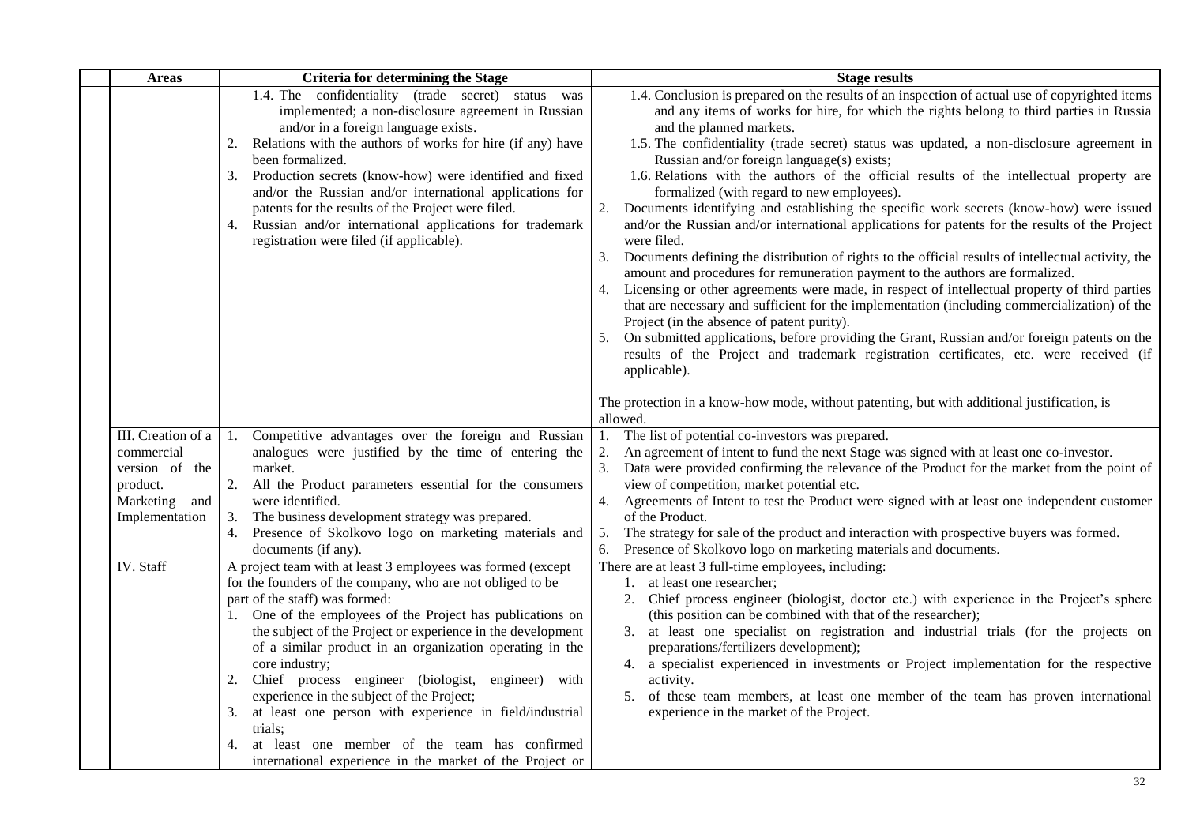| | Areas | Criteria for determining the Stage | Stage results |
|---|---|---|---|
| | | 1.4. The confidentiality (trade secret) status was implemented; a non-disclosure agreement in Russian and/or in a foreign language exists.<br>2. Relations with the authors of works for hire (if any) have been formalized.<br>3. Production secrets (know-how) were identified and fixed and/or the Russian and/or international applications for patents for the results of the Project were filed.<br>4. Russian and/or international applications for trademark registration were filed (if applicable). | 1.4. Conclusion is prepared on the results of an inspection of actual use of copyrighted items and any items of works for hire, for which the rights belong to third parties in Russia and the planned markets.<br>1.5. The confidentiality (trade secret) status was updated, a non-disclosure agreement in Russian and/or foreign language(s) exists;<br>1.6. Relations with the authors of the official results of the intellectual property are formalized (with regard to new employees).<br>2. Documents identifying and establishing the specific work secrets (know-how) were issued and/or the Russian and/or international applications for patents for the results of the Project were filed.<br>3. Documents defining the distribution of rights to the official results of intellectual activity, the amount and procedures for remuneration payment to the authors are formalized.<br>4. Licensing or other agreements were made, in respect of intellectual property of third parties that are necessary and sufficient for the implementation (including commercialization) of the Project (in the absence of patent purity).<br>5. On submitted applications, before providing the Grant, Russian and/or foreign patents on the results of the Project and trademark registration certificates, etc. were received (if applicable).<br><br>The protection in a know-how mode, without patenting, but with additional justification, is allowed. |
| | III. Creation of a commercial version of the product. Marketing and Implementation | 1. Competitive advantages over the foreign and Russian analogues were justified by the time of entering the market.<br>2. All the Product parameters essential for the consumers were identified.<br>3. The business development strategy was prepared.<br>4. Presence of Skolkovo logo on marketing materials and documents (if any). | 1. The list of potential co-investors was prepared.<br>2. An agreement of intent to fund the next Stage was signed with at least one co-investor.<br>3. Data were provided confirming the relevance of the Product for the market from the point of view of competition, market potential etc.<br>4. Agreements of Intent to test the Product were signed with at least one independent customer of the Product.<br>5. The strategy for sale of the product and interaction with prospective buyers was formed.<br>6. Presence of Skolkovo logo on marketing materials and documents. |
| | IV. Staff | A project team with at least 3 employees was formed (except for the founders of the company, who are not obliged to be part of the staff) was formed:<br>1. One of the employees of the Project has publications on the subject of the Project or experience in the development of a similar product in an organization operating in the core industry;<br>2. Chief process engineer (biologist, engineer) with experience in the subject of the Project;<br>3. at least one person with experience in field/industrial trials;<br>4. at least one member of the team has confirmed international experience in the market of the Project or | There are at least 3 full-time employees, including:<br>1. at least one researcher;<br>2. Chief process engineer (biologist, doctor etc.) with experience in the Project's sphere (this position can be combined with that of the researcher);<br>3. at least one specialist on registration and industrial trials (for the projects on preparations/fertilizers development);<br>4. a specialist experienced in investments or Project implementation for the respective activity.<br>5. of these team members, at least one member of the team has proven international experience in the market of the Project. |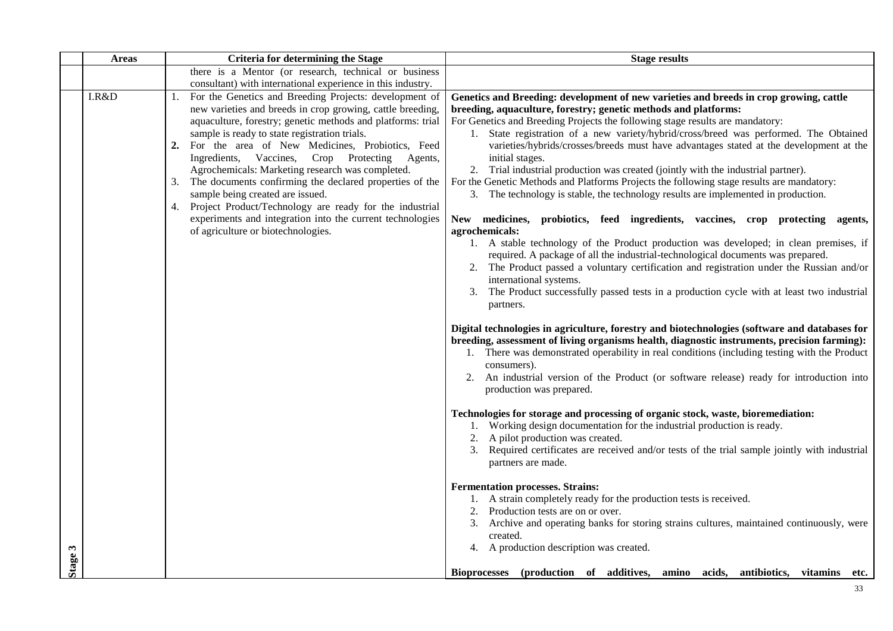| | Areas | Criteria for determining the Stage | Stage results |
|---|---|---|---|
| | | there is a Mentor (or research, technical or business consultant) with international experience in this industry. | |
| Stage 3 | I.R&D | 1. For the Genetics and Breeding Projects: development of new varieties and breeds in crop growing, cattle breeding, aquaculture, forestry; genetic methods and platforms: trial sample is ready to state registration trials.<br>**2.** For the area of New Medicines, Probiotics, Feed Ingredients, Vaccines, Crop Protecting Agents, Agrochemicals: Marketing research was completed.<br>3. The documents confirming the declared properties of the sample being created are issued.<br>4. Project Product/Technology are ready for the industrial experiments and integration into the current technologies of agriculture or biotechnologies. | **Genetics and Breeding: development of new varieties and breeds in crop growing, cattle breeding, aquaculture, forestry; genetic methods and platforms:**<br>For Genetics and Breeding Projects the following stage results are mandatory:<br>1. State registration of a new variety/hybrid/cross/breed was performed. The Obtained varieties/hybrids/crosses/breeds must have advantages stated at the development at the initial stages.<br>2. Trial industrial production was created (jointly with the industrial partner).<br>For the Genetic Methods and Platforms Projects the following stage results are mandatory:<br>3. The technology is stable, the technology results are implemented in production.<br><br>**New medicines, probiotics, feed ingredients, vaccines, crop protecting agents, agrochemicals:**<br>1. A stable technology of the Product production was developed; in clean premises, if required. A package of all the industrial-technological documents was prepared.<br>2. The Product passed a voluntary certification and registration under the Russian and/or international systems.<br>3. The Product successfully passed tests in a production cycle with at least two industrial partners.<br><br>**Digital technologies in agriculture, forestry and biotechnologies (software and databases for breeding, assessment of living organisms health, diagnostic instruments, precision farming):**<br>1. There was demonstrated operability in real conditions (including testing with the Product consumers).<br>2. An industrial version of the Product (or software release) ready for introduction into production was prepared.<br><br>**Technologies for storage and processing of organic stock, waste, bioremediation:**<br>1. Working design documentation for the industrial production is ready.<br>2. A pilot production was created.<br>3. Required certificates are received and/or tests of the trial sample jointly with industrial partners are made.<br><br>**Fermentation processes. Strains:**<br>1. A strain completely ready for the production tests is received.<br>2. Production tests are on or over.<br>3. Archive and operating banks for storing strains cultures, maintained continuously, were created.<br>4. A production description was created.<br><br>**Bioprocesses (production of additives, amino acids, antibiotics, vitamins etc.** |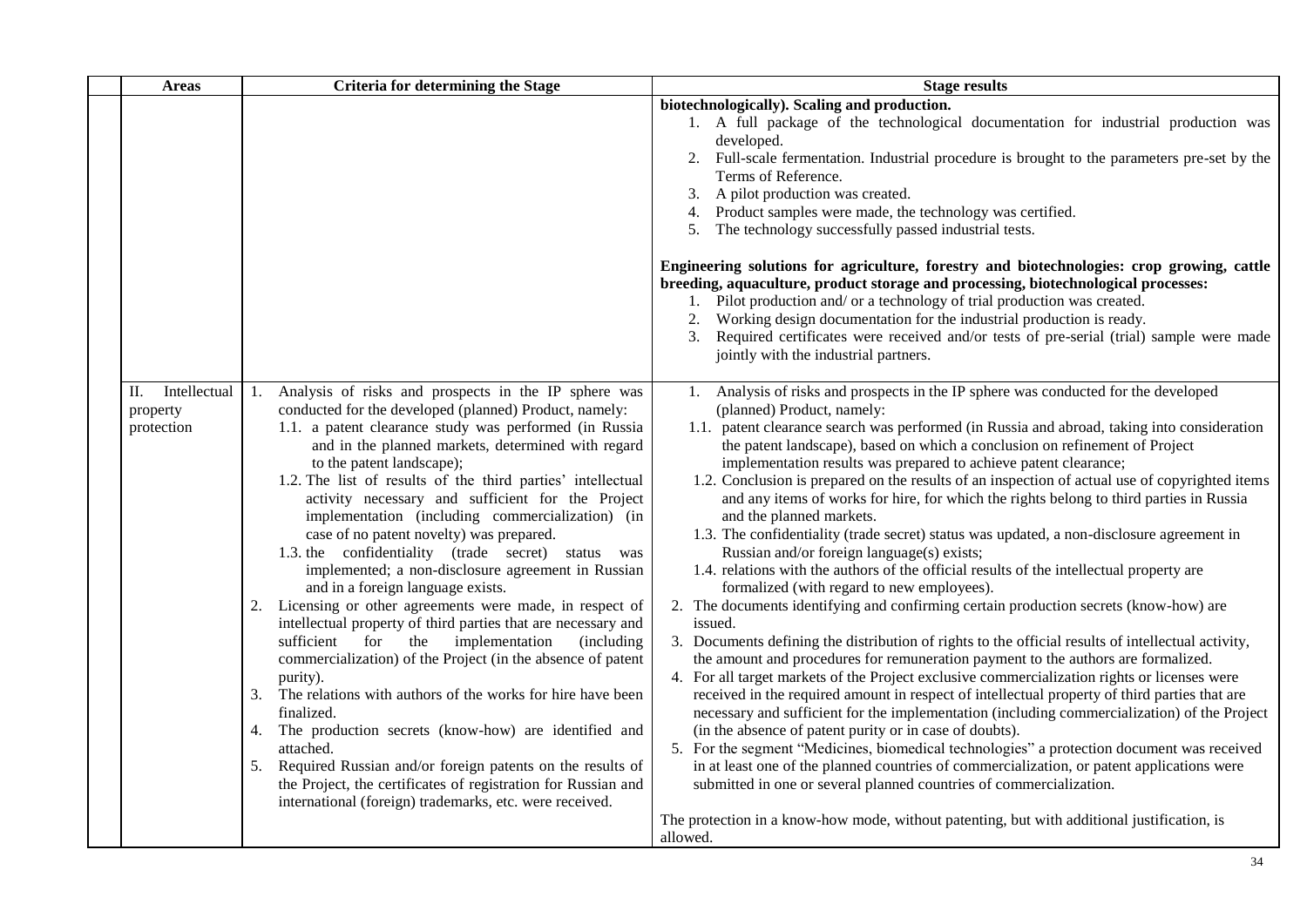| | Areas | Criteria for determining the Stage | Stage results |
|---|---|---|---|
| | | | **biotechnologically). Scaling and production.**<br>1. A full package of the technological documentation for industrial production was developed.<br>2. Full-scale fermentation. Industrial procedure is brought to the parameters pre-set by the Terms of Reference.<br>3. A pilot production was created.<br>4. Product samples were made, the technology was certified.<br>5. The technology successfully passed industrial tests.<br><br>**Engineering solutions for agriculture, forestry and biotechnologies: crop growing, cattle breeding, aquaculture, product storage and processing, biotechnological processes:**<br>1. Pilot production and/ or a technology of trial production was created.<br>2. Working design documentation for the industrial production is ready.<br>3. Required certificates were received and/or tests of pre-serial (trial) sample were made jointly with the industrial partners. |
| | II. Intellectual property protection | 1. Analysis of risks and prospects in the IP sphere was conducted for the developed (planned) Product, namely:<br>1.1. a patent clearance study was performed (in Russia and in the planned markets, determined with regard to the patent landscape);<br>1.2. The list of results of the third parties' intellectual activity necessary and sufficient for the Project implementation (including commercialization) (in case of no patent novelty) was prepared.<br>1.3. the confidentiality (trade secret) status was implemented; a non-disclosure agreement in Russian and in a foreign language exists.<br>2. Licensing or other agreements were made, in respect of intellectual property of third parties that are necessary and sufficient for the implementation (including commercialization) of the Project (in the absence of patent purity).<br>3. The relations with authors of the works for hire have been finalized.<br>4. The production secrets (know-how) are identified and attached.<br>5. Required Russian and/or foreign patents on the results of the Project, the certificates of registration for Russian and international (foreign) trademarks, etc. were received. | 1. Analysis of risks and prospects in the IP sphere was conducted for the developed (planned) Product, namely:<br>1.1. patent clearance search was performed (in Russia and abroad, taking into consideration the patent landscape), based on which a conclusion on refinement of Project implementation results was prepared to achieve patent clearance;<br>1.2. Conclusion is prepared on the results of an inspection of actual use of copyrighted items and any items of works for hire, for which the rights belong to third parties in Russia and the planned markets.<br>1.3. The confidentiality (trade secret) status was updated, a non-disclosure agreement in Russian and/or foreign language(s) exists;<br>1.4. relations with the authors of the official results of the intellectual property are formalized (with regard to new employees).<br>2. The documents identifying and confirming certain production secrets (know-how) are issued.<br>3. Documents defining the distribution of rights to the official results of intellectual activity, the amount and procedures for remuneration payment to the authors are formalized.<br>4. For all target markets of the Project exclusive commercialization rights or licenses were received in the required amount in respect of intellectual property of third parties that are necessary and sufficient for the implementation (including commercialization) of the Project (in the absence of patent purity or in case of doubts).<br>5. For the segment "Medicines, biomedical technologies" a protection document was received in at least one of the planned countries of commercialization, or patent applications were submitted in one or several planned countries of commercialization.<br><br>The protection in a know-how mode, without patenting, but with additional justification, is allowed. |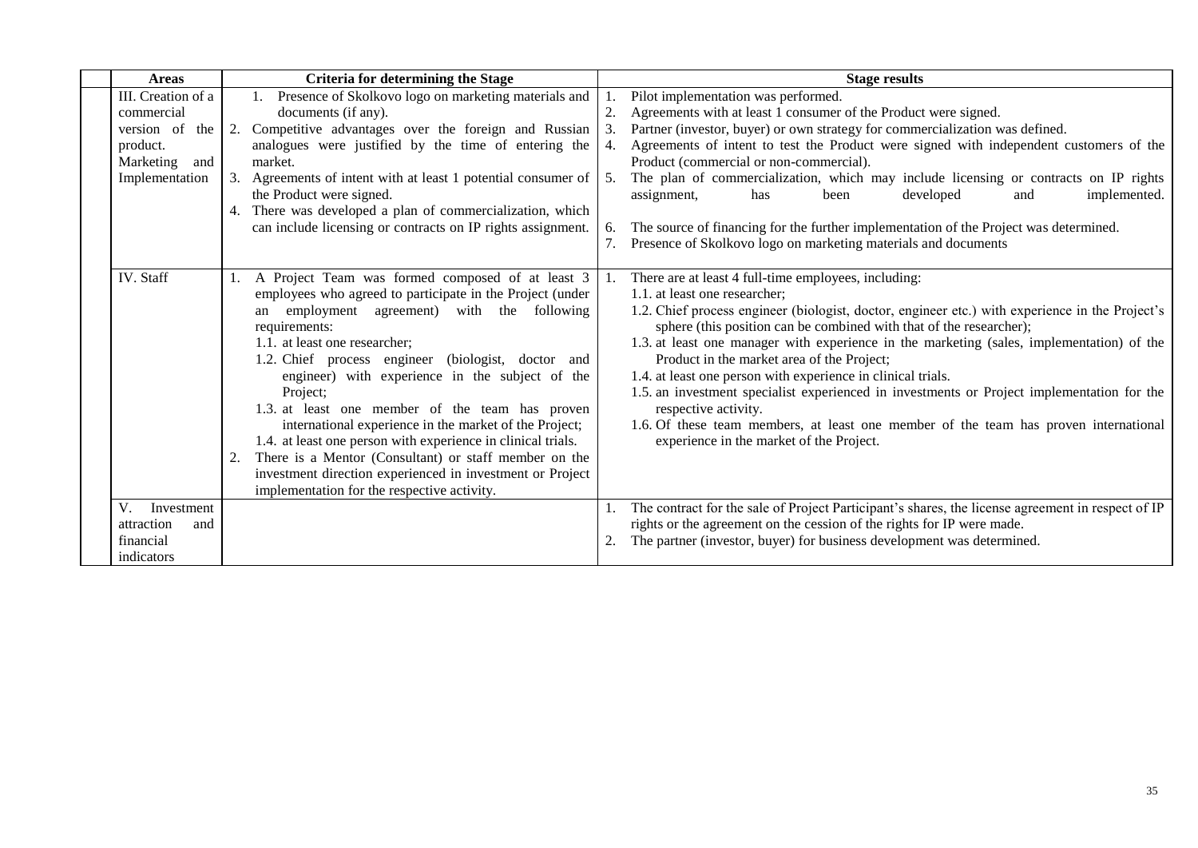| Areas | Criteria for determining the Stage | Stage results |
|---|---|---|
| III. Creation of a commercial version of the product. Marketing and Implementation | 1. Presence of Skolkovo logo on marketing materials and documents (if any).<br>2. Competitive advantages over the foreign and Russian analogues were justified by the time of entering the market.<br>3. Agreements of intent with at least 1 potential consumer of the Product were signed.<br>4. There was developed a plan of commercialization, which can include licensing or contracts on IP rights assignment. | 1. Pilot implementation was performed.<br>2. Agreements with at least 1 consumer of the Product were signed.<br>3. Partner (investor, buyer) or own strategy for commercialization was defined.<br>4. Agreements of intent to test the Product were signed with independent customers of the Product (commercial or non-commercial).<br>5. The plan of commercialization, which may include licensing or contracts on IP rights assignment, has been developed and implemented.<br>6. The source of financing for the further implementation of the Project was determined.<br>7. Presence of Skolkovo logo on marketing materials and documents |
| IV. Staff | 1. A Project Team was formed composed of at least 3 employees who agreed to participate in the Project (under an employment agreement) with the following requirements:<br>1.1. at least one researcher;<br>1.2. Chief process engineer (biologist, doctor and engineer) with experience in the subject of the Project;<br>1.3. at least one member of the team has proven international experience in the market of the Project;<br>1.4. at least one person with experience in clinical trials.<br>2. There is a Mentor (Consultant) or staff member on the investment direction experienced in investment or Project implementation for the respective activity. | 1. There are at least 4 full-time employees, including:<br>1.1. at least one researcher;<br>1.2. Chief process engineer (biologist, doctor, engineer etc.) with experience in the Project's sphere (this position can be combined with that of the researcher);<br>1.3. at least one manager with experience in the marketing (sales, implementation) of the Product in the market area of the Project;<br>1.4. at least one person with experience in clinical trials.<br>1.5. an investment specialist experienced in investments or Project implementation for the respective activity.<br>1.6. Of these team members, at least one member of the team has proven international experience in the market of the Project. |
| V. Investment attraction and financial indicators | | 1. The contract for the sale of Project Participant's shares, the license agreement in respect of IP rights or the agreement on the cession of the rights for IP were made.<br>2. The partner (investor, buyer) for business development was determined. |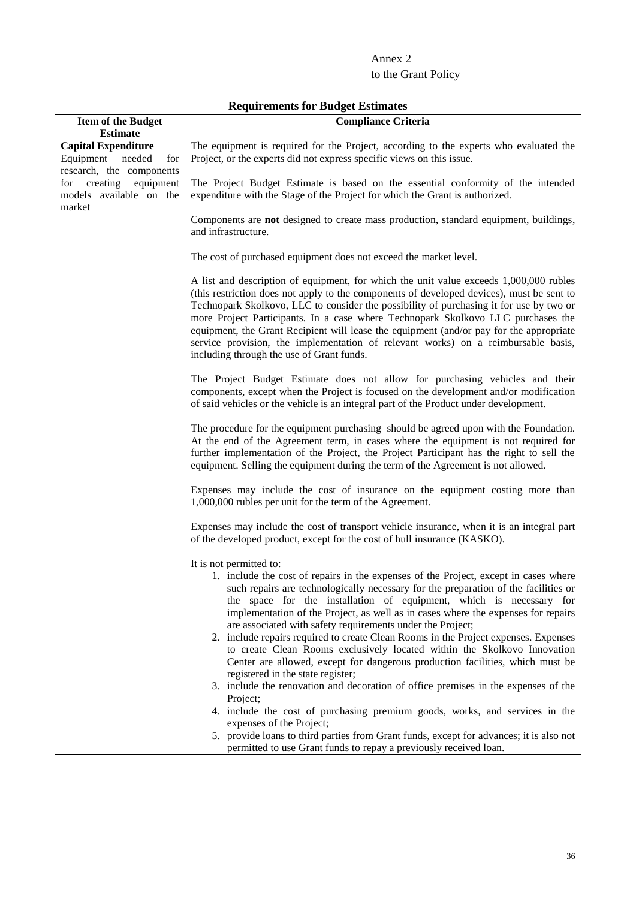Annex 2
to the Grant Policy

## Requirements for Budget Estimates

| Item of the Budget Estimate | Compliance Criteria |
|---|---|
| **Capital Expenditure**<br>Equipment needed for research, the components for creating equipment models available on the market | The equipment is required for the Project, according to the experts who evaluated the Project, or the experts did not express specific views on this issue.<br><br>The Project Budget Estimate is based on the essential conformity of the intended expenditure with the Stage of the Project for which the Grant is authorized.<br><br>Components are **not** designed to create mass production, standard equipment, buildings, and infrastructure.<br><br>The cost of purchased equipment does not exceed the market level.<br><br>A list and description of equipment, for which the unit value exceeds 1,000,000 rubles (this restriction does not apply to the components of developed devices), must be sent to Technopark Skolkovo, LLC to consider the possibility of purchasing it for use by two or more Project Participants. In a case where Technopark Skolkovo LLC purchases the equipment, the Grant Recipient will lease the equipment (and/or pay for the appropriate service provision, the implementation of relevant works) on a reimbursable basis, including through the use of Grant funds.<br><br>The Project Budget Estimate does not allow for purchasing vehicles and their components, except when the Project is focused on the development and/or modification of said vehicles or the vehicle is an integral part of the Product under development.<br><br>The procedure for the equipment purchasing should be agreed upon with the Foundation. At the end of the Agreement term, in cases where the equipment is not required for further implementation of the Project, the Project Participant has the right to sell the equipment. Selling the equipment during the term of the Agreement is not allowed.<br><br>Expenses may include the cost of insurance on the equipment costing more than 1,000,000 rubles per unit for the term of the Agreement.<br><br>Expenses may include the cost of transport vehicle insurance, when it is an integral part of the developed product, except for the cost of hull insurance (KASKO).<br><br>It is not permitted to:<br>1. include the cost of repairs in the expenses of the Project, except in cases where such repairs are technologically necessary for the preparation of the facilities or the space for the installation of equipment, which is necessary for implementation of the Project, as well as in cases where the expenses for repairs are associated with safety requirements under the Project;<br>2. include repairs required to create Clean Rooms in the Project expenses. Expenses to create Clean Rooms exclusively located within the Skolkovo Innovation Center are allowed, except for dangerous production facilities, which must be registered in the state register;<br>3. include the renovation and decoration of office premises in the expenses of the Project;<br>4. include the cost of purchasing premium goods, works, and services in the expenses of the Project;<br>5. provide loans to third parties from Grant funds, except for advances; it is also not permitted to use Grant funds to repay a previously received loan. |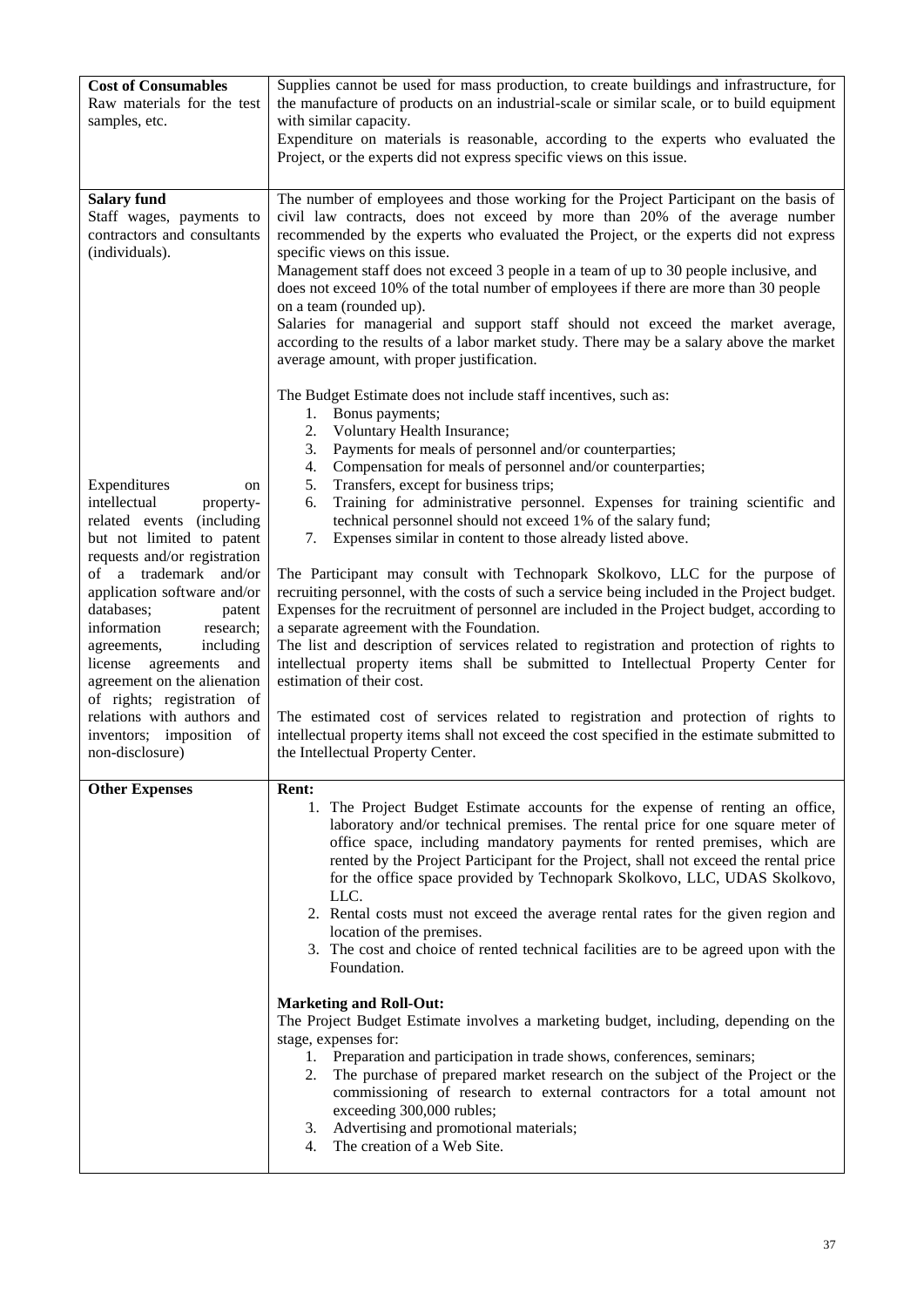| | |
|---|---|
| **Cost of Consumables**<br>Raw materials for the test samples, etc. | Supplies cannot be used for mass production, to create buildings and infrastructure, for the manufacture of products on an industrial-scale or similar scale, or to build equipment with similar capacity.<br>Expenditure on materials is reasonable, according to the experts who evaluated the Project, or the experts did not express specific views on this issue. |
| **Salary fund**<br>Staff wages, payments to contractors and consultants (individuals).<br><br>Expenditures on intellectual property-related events (including but not limited to patent requests and/or registration of a trademark and/or application software and/or databases; patent information research; agreements, including license agreements and agreement on the alienation of rights; registration of relations with authors and inventors; imposition of non-disclosure) | The number of employees and those working for the Project Participant on the basis of civil law contracts, does not exceed by more than 20% of the average number recommended by the experts who evaluated the Project, or the experts did not express specific views on this issue.<br>Management staff does not exceed 3 people in a team of up to 30 people inclusive, and does not exceed 10% of the total number of employees if there are more than 30 people on a team (rounded up).<br>Salaries for managerial and support staff should not exceed the market average, according to the results of a labor market study. There may be a salary above the market average amount, with proper justification.<br><br>The Budget Estimate does not include staff incentives, such as:<br>1. Bonus payments;<br>2. Voluntary Health Insurance;<br>3. Payments for meals of personnel and/or counterparties;<br>4. Compensation for meals of personnel and/or counterparties;<br>5. Transfers, except for business trips;<br>6. Training for administrative personnel. Expenses for training scientific and technical personnel should not exceed 1% of the salary fund;<br>7. Expenses similar in content to those already listed above.<br><br>The Participant may consult with Technopark Skolkovo, LLC for the purpose of recruiting personnel, with the costs of such a service being included in the Project budget. Expenses for the recruitment of personnel are included in the Project budget, according to a separate agreement with the Foundation.<br>The list and description of services related to registration and protection of rights to intellectual property items shall be submitted to Intellectual Property Center for estimation of their cost.<br><br>The estimated cost of services related to registration and protection of rights to intellectual property items shall not exceed the cost specified in the estimate submitted to the Intellectual Property Center. |
| **Other Expenses** | **Rent:**<br>1. The Project Budget Estimate accounts for the expense of renting an office, laboratory and/or technical premises. The rental price for one square meter of office space, including mandatory payments for rented premises, which are rented by the Project Participant for the Project, shall not exceed the rental price for the office space provided by Technopark Skolkovo, LLC, UDAS Skolkovo, LLC.<br>2. Rental costs must not exceed the average rental rates for the given region and location of the premises.<br>3. The cost and choice of rented technical facilities are to be agreed upon with the Foundation.<br><br>**Marketing and Roll-Out:**<br>The Project Budget Estimate involves a marketing budget, including, depending on the stage, expenses for:<br>1. Preparation and participation in trade shows, conferences, seminars;<br>2. The purchase of prepared market research on the subject of the Project or the commissioning of research to external contractors for a total amount not exceeding 300,000 rubles;<br>3. Advertising and promotional materials;<br>4. The creation of a Web Site. |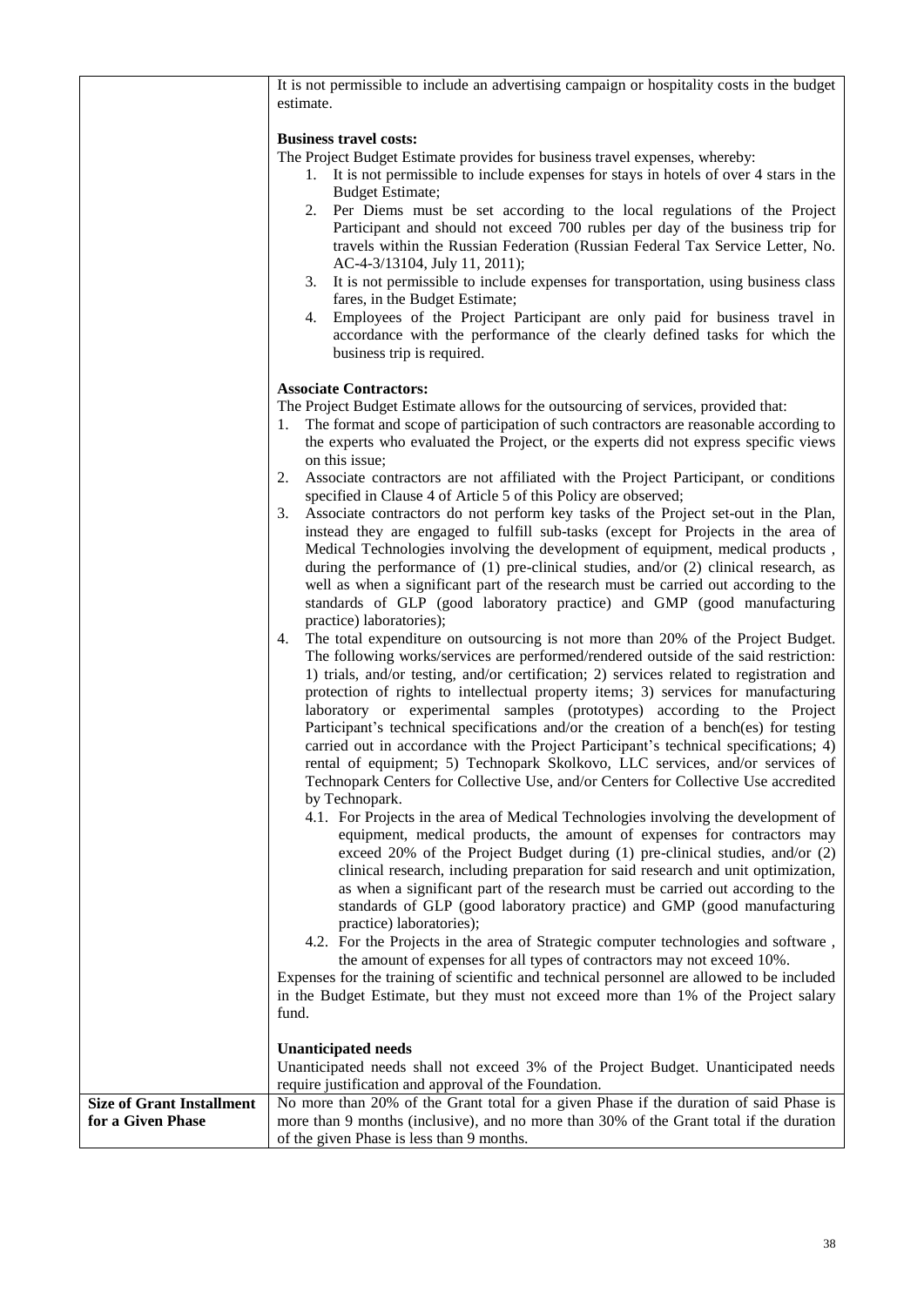| | |
|---|---|
| | It is not permissible to include an advertising campaign or hospitality costs in the budget estimate.<br><br>**Business travel costs:**<br>The Project Budget Estimate provides for business travel expenses, whereby:<br>1. It is not permissible to include expenses for stays in hotels of over 4 stars in the Budget Estimate;<br>2. Per Diems must be set according to the local regulations of the Project Participant and should not exceed 700 rubles per day of the business trip for travels within the Russian Federation (Russian Federal Tax Service Letter, No. AC-4-3/13104, July 11, 2011);<br>3. It is not permissible to include expenses for transportation, using business class fares, in the Budget Estimate;<br>4. Employees of the Project Participant are only paid for business travel in accordance with the performance of the clearly defined tasks for which the business trip is required.<br><br>**Associate Contractors:**<br>The Project Budget Estimate allows for the outsourcing of services, provided that:<br>1. The format and scope of participation of such contractors are reasonable according to the experts who evaluated the Project, or the experts did not express specific views on this issue;<br>2. Associate contractors are not affiliated with the Project Participant, or conditions specified in Clause 4 of Article 5 of this Policy are observed;<br>3. Associate contractors do not perform key tasks of the Project set-out in the Plan, instead they are engaged to fulfill sub-tasks (except for Projects in the area of Medical Technologies involving the development of equipment, medical products , during the performance of (1) pre-clinical studies, and/or (2) clinical research, as well as when a significant part of the research must be carried out according to the standards of GLP (good laboratory practice) and GMP (good manufacturing practice) laboratories);<br>4. The total expenditure on outsourcing is not more than 20% of the Project Budget. The following works/services are performed/rendered outside of the said restriction: 1) trials, and/or testing, and/or certification; 2) services related to registration and protection of rights to intellectual property items; 3) services for manufacturing laboratory or experimental samples (prototypes) according to the Project Participant's technical specifications and/or the creation of a bench(es) for testing carried out in accordance with the Project Participant's technical specifications; 4) rental of equipment; 5) Technopark Skolkovo, LLC services, and/or services of Technopark Centers for Collective Use, and/or Centers for Collective Use accredited by Technopark.<br>4.1. For Projects in the area of Medical Technologies involving the development of equipment, medical products, the amount of expenses for contractors may exceed 20% of the Project Budget during (1) pre-clinical studies, and/or (2) clinical research, including preparation for said research and unit optimization, as when a significant part of the research must be carried out according to the standards of GLP (good laboratory practice) and GMP (good manufacturing practice) laboratories);<br>4.2. For the Projects in the area of Strategic computer technologies and software , the amount of expenses for all types of contractors may not exceed 10%.<br>Expenses for the training of scientific and technical personnel are allowed to be included in the Budget Estimate, but they must not exceed more than 1% of the Project salary fund.<br><br>**Unanticipated needs**<br>Unanticipated needs shall not exceed 3% of the Project Budget. Unanticipated needs require justification and approval of the Foundation. |
| **Size of Grant Installment for a Given Phase** | No more than 20% of the Grant total for a given Phase if the duration of said Phase is more than 9 months (inclusive), and no more than 30% of the Grant total if the duration of the given Phase is less than 9 months. |